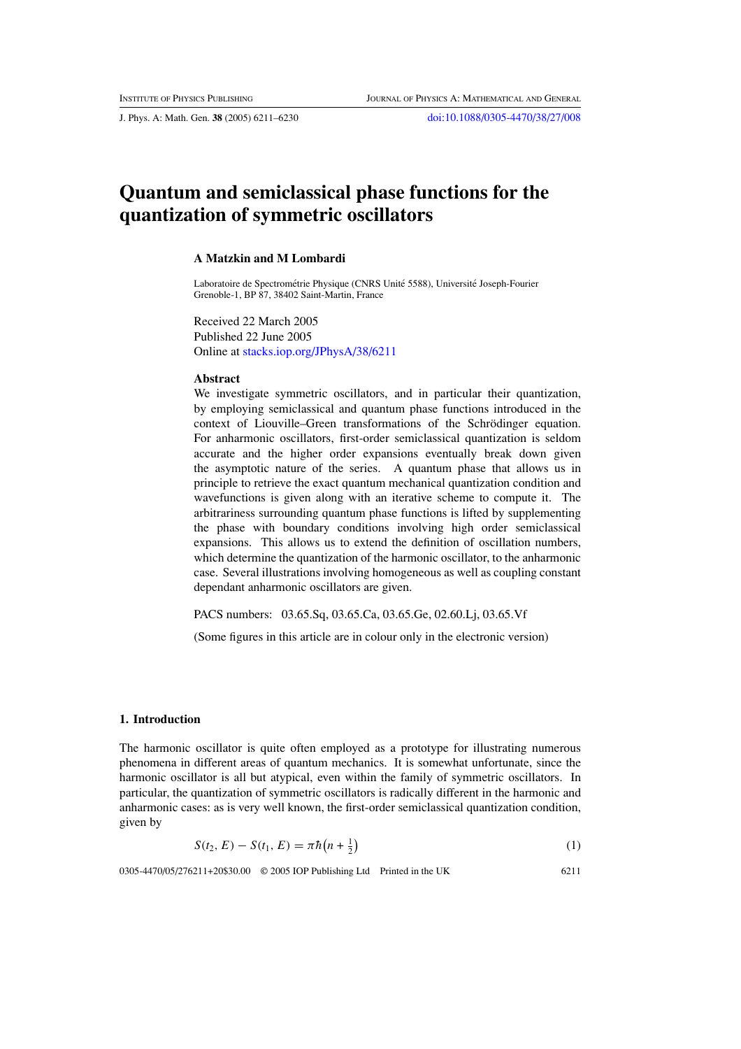# Quantum and semiclassical phase functions for the quantization of symmetric oscillators

**A Matzkin and M Lombardi**

Laboratoire de Spectrométrie Physique (CNRS Unité 5588), Université Joseph-Fourier Grenoble-1, BP 87, 38402 Saint-Martin, France

Received 22 March 2005
Published 22 June 2005
Online at stacks.iop.org/JPhysA/38/6211

### Abstract

We investigate symmetric oscillators, and in particular their quantization, by employing semiclassical and quantum phase functions introduced in the context of Liouville–Green transformations of the Schrödinger equation. For anharmonic oscillators, first-order semiclassical quantization is seldom accurate and the higher order expansions eventually break down given the asymptotic nature of the series. A quantum phase that allows us in principle to retrieve the exact quantum mechanical quantization condition and wavefunctions is given along with an iterative scheme to compute it. The arbitrariness surrounding quantum phase functions is lifted by supplementing the phase with boundary conditions involving high order semiclassical expansions. This allows us to extend the definition of oscillation numbers, which determine the quantization of the harmonic oscillator, to the anharmonic case. Several illustrations involving homogeneous as well as coupling constant dependant anharmonic oscillators are given.

PACS numbers: 03.65.Sq, 03.65.Ca, 03.65.Ge, 02.60.Lj, 03.65.Vf

(Some figures in this article are in colour only in the electronic version)

## 1. Introduction

The harmonic oscillator is quite often employed as a prototype for illustrating numerous phenomena in different areas of quantum mechanics. It is somewhat unfortunate, since the harmonic oscillator is all but atypical, even within the family of symmetric oscillators. In particular, the quantization of symmetric oscillators is radically different in the harmonic and anharmonic cases: as is very well known, the first-order semiclassical quantization condition, given by

$$S(t_2, E) - S(t_1, E) = \pi\hbar\left(n + \tfrac{1}{2}\right) \tag{1}$$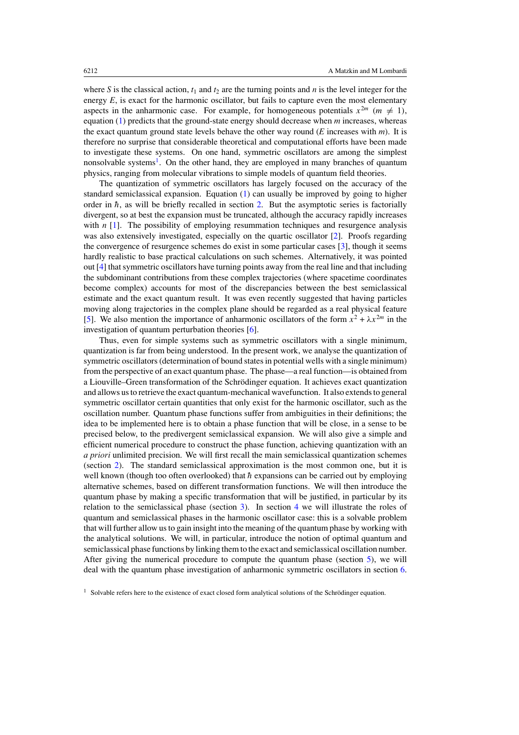where $S$ is the classical action, $t_1$ and $t_2$ are the turning points and $n$ is the level integer for the energy $E$, is exact for the harmonic oscillator, but fails to capture even the most elementary aspects in the anharmonic case. For example, for homogeneous potentials $x^{2m}$ ($m \neq 1$), equation (1) predicts that the ground-state energy should decrease when $m$ increases, whereas the exact quantum ground state levels behave the other way round ($E$ increases with $m$). It is therefore no surprise that considerable theoretical and computational efforts have been made to investigate these systems. On one hand, symmetric oscillators are among the simplest nonsolvable systems[1]. On the other hand, they are employed in many branches of quantum physics, ranging from molecular vibrations to simple models of quantum field theories.

The quantization of symmetric oscillators has largely focused on the accuracy of the standard semiclassical expansion. Equation (1) can usually be improved by going to higher order in $\hbar$, as will be briefly recalled in section 2. But the asymptotic series is factorially divergent, so at best the expansion must be truncated, although the accuracy rapidly increases with $n$ [1]. The possibility of employing resummation techniques and resurgence analysis was also extensively investigated, especially on the quartic oscillator [2]. Proofs regarding the convergence of resurgence schemes do exist in some particular cases [3], though it seems hardly realistic to base practical calculations on such schemes. Alternatively, it was pointed out [4] that symmetric oscillators have turning points away from the real line and that including the subdominant contributions from these complex trajectories (where spacetime coordinates become complex) accounts for most of the discrepancies between the best semiclassical estimate and the exact quantum result. It was even recently suggested that having particles moving along trajectories in the complex plane should be regarded as a real physical feature [5]. We also mention the importance of anharmonic oscillators of the form $x^2 + \lambda x^{2m}$ in the investigation of quantum perturbation theories [6].

Thus, even for simple systems such as symmetric oscillators with a single minimum, quantization is far from being understood. In the present work, we analyse the quantization of symmetric oscillators (determination of bound states in potential wells with a single minimum) from the perspective of an exact quantum phase. The phase—a real function—is obtained from a Liouville–Green transformation of the Schrödinger equation. It achieves exact quantization and allows us to retrieve the exact quantum-mechanical wavefunction. It also extends to general symmetric oscillator certain quantities that only exist for the harmonic oscillator, such as the oscillation number. Quantum phase functions suffer from ambiguities in their definitions; the idea to be implemented here is to obtain a phase function that will be close, in a sense to be precised below, to the predivergent semiclassical expansion. We will also give a simple and efficient numerical procedure to construct the phase function, achieving quantization with an *a priori* unlimited precision. We will first recall the main semiclassical quantization schemes (section 2). The standard semiclassical approximation is the most common one, but it is well known (though too often overlooked) that $\hbar$ expansions can be carried out by employing alternative schemes, based on different transformation functions. We will then introduce the quantum phase by making a specific transformation that will be justified, in particular by its relation to the semiclassical phase (section 3). In section 4 we will illustrate the roles of quantum and semiclassical phases in the harmonic oscillator case: this is a solvable problem that will further allow us to gain insight into the meaning of the quantum phase by working with the analytical solutions. We will, in particular, introduce the notion of optimal quantum and semiclassical phase functions by linking them to the exact and semiclassical oscillation number. After giving the numerical procedure to compute the quantum phase (section 5), we will deal with the quantum phase investigation of anharmonic symmetric oscillators in section 6.

[1] Solvable refers here to the existence of exact closed form analytical solutions of the Schrödinger equation.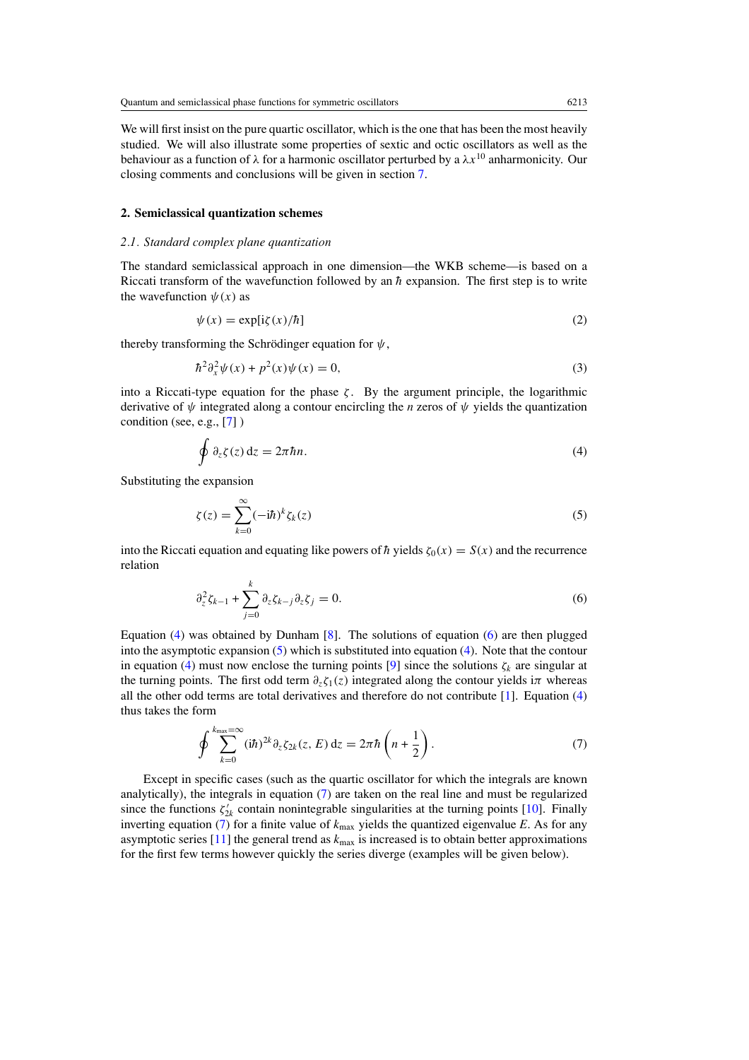We will first insist on the pure quartic oscillator, which is the one that has been the most heavily studied. We will also illustrate some properties of sextic and octic oscillators as well as the behaviour as a function of $\lambda$ for a harmonic oscillator perturbed by a $\lambda x^{10}$ anharmonicity. Our closing comments and conclusions will be given in section 7.

## 2. Semiclassical quantization schemes

### *2.1. Standard complex plane quantization*

The standard semiclassical approach in one dimension—the WKB scheme—is based on a Riccati transform of the wavefunction followed by an $\hbar$ expansion. The first step is to write the wavefunction $\psi(x)$ as

$$\psi(x) = \exp[\mathrm{i}\zeta(x)/\hbar] \tag{2}$$

thereby transforming the Schrödinger equation for $\psi$,

$$\hbar^2 \partial_x^2 \psi(x) + p^2(x)\psi(x) = 0, \tag{3}$$

into a Riccati-type equation for the phase $\zeta$. By the argument principle, the logarithmic derivative of $\psi$ integrated along a contour encircling the $n$ zeros of $\psi$ yields the quantization condition (see, e.g., [7] )

$$\oint \partial_z \zeta(z)\,\mathrm{d}z = 2\pi\hbar n. \tag{4}$$

Substituting the expansion

$$\zeta(z) = \sum_{k=0}^{\infty} (-\mathrm{i}\hbar)^k \zeta_k(z) \tag{5}$$

into the Riccati equation and equating like powers of $\hbar$ yields $\zeta_0(x) = S(x)$ and the recurrence relation

$$\partial_z^2 \zeta_{k-1} + \sum_{j=0}^{k} \partial_z \zeta_{k-j} \partial_z \zeta_j = 0. \tag{6}$$

Equation (4) was obtained by Dunham [8]. The solutions of equation (6) are then plugged into the asymptotic expansion (5) which is substituted into equation (4). Note that the contour in equation (4) must now enclose the turning points [9] since the solutions $\zeta_k$ are singular at the turning points. The first odd term $\partial_z \zeta_1(z)$ integrated along the contour yields $\mathrm{i}\pi$ whereas all the other odd terms are total derivatives and therefore do not contribute [1]. Equation (4) thus takes the form

$$\oint \sum_{k=0}^{k_{\max}=\infty} (\mathrm{i}\hbar)^{2k} \partial_z \zeta_{2k}(z, E)\,\mathrm{d}z = 2\pi\hbar \left(n + \frac{1}{2}\right). \tag{7}$$

Except in specific cases (such as the quartic oscillator for which the integrals are known analytically), the integrals in equation (7) are taken on the real line and must be regularized since the functions $\zeta'_{2k}$ contain nonintegrable singularities at the turning points [10]. Finally inverting equation (7) for a finite value of $k_{\max}$ yields the quantized eigenvalue $E$. As for any asymptotic series [11] the general trend as $k_{\max}$ is increased is to obtain better approximations for the first few terms however quickly the series diverge (examples will be given below).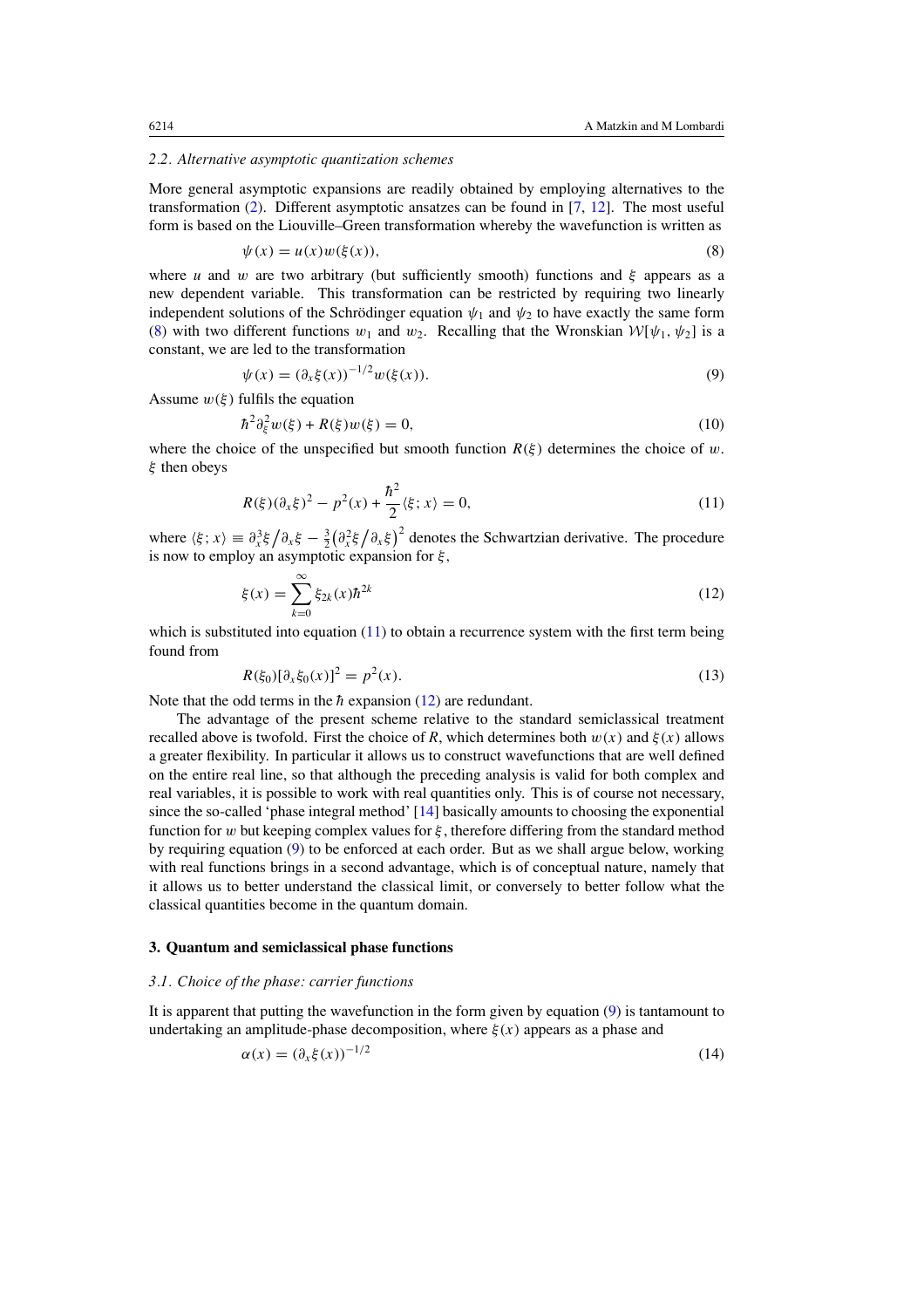### 2.2. Alternative asymptotic quantization schemes

More general asymptotic expansions are readily obtained by employing alternatives to the transformation (2). Different asymptotic ansatzes can be found in [7, 12]. The most useful form is based on the Liouville–Green transformation whereby the wavefunction is written as

$$\psi(x) = u(x)w(\xi(x)), \tag{8}$$

where $u$ and $w$ are two arbitrary (but sufficiently smooth) functions and $\xi$ appears as a new dependent variable. This transformation can be restricted by requiring two linearly independent solutions of the Schrödinger equation $\psi_1$ and $\psi_2$ to have exactly the same form (8) with two different functions $w_1$ and $w_2$. Recalling that the Wronskian $\mathcal{W}[\psi_1, \psi_2]$ is a constant, we are led to the transformation

$$\psi(x) = (\partial_x \xi(x))^{-1/2} w(\xi(x)). \tag{9}$$

Assume $w(\xi)$ fulfils the equation

$$\hbar^2 \partial_\xi^2 w(\xi) + R(\xi) w(\xi) = 0, \tag{10}$$

where the choice of the unspecified but smooth function $R(\xi)$ determines the choice of $w$. $\xi$ then obeys

$$R(\xi)(\partial_x \xi)^2 - p^2(x) + \frac{\hbar^2}{2}\langle \xi; x\rangle = 0, \tag{11}$$

where $\langle \xi; x\rangle \equiv \partial_x^3 \xi / \partial_x \xi - \frac{3}{2}\left(\partial_x^2 \xi / \partial_x \xi\right)^2$ denotes the Schwartzian derivative. The procedure is now to employ an asymptotic expansion for $\xi$,

$$\xi(x) = \sum_{k=0}^{\infty} \xi_{2k}(x)\hbar^{2k} \tag{12}$$

which is substituted into equation (11) to obtain a recurrence system with the first term being found from

$$R(\xi_0)[\partial_x \xi_0(x)]^2 = p^2(x). \tag{13}$$

Note that the odd terms in the $\hbar$ expansion (12) are redundant.

The advantage of the present scheme relative to the standard semiclassical treatment recalled above is twofold. First the choice of $R$, which determines both $w(x)$ and $\xi(x)$ allows a greater flexibility. In particular it allows us to construct wavefunctions that are well defined on the entire real line, so that although the preceding analysis is valid for both complex and real variables, it is possible to work with real quantities only. This is of course not necessary, since the so-called 'phase integral method' [14] basically amounts to choosing the exponential function for $w$ but keeping complex values for $\xi$, therefore differing from the standard method by requiring equation (9) to be enforced at each order. But as we shall argue below, working with real functions brings in a second advantage, which is of conceptual nature, namely that it allows us to better understand the classical limit, or conversely to better follow what the classical quantities become in the quantum domain.

## 3. Quantum and semiclassical phase functions

### 3.1. Choice of the phase: carrier functions

It is apparent that putting the wavefunction in the form given by equation (9) is tantamount to undertaking an amplitude-phase decomposition, where $\xi(x)$ appears as a phase and

$$\alpha(x) = (\partial_x \xi(x))^{-1/2} \tag{14}$$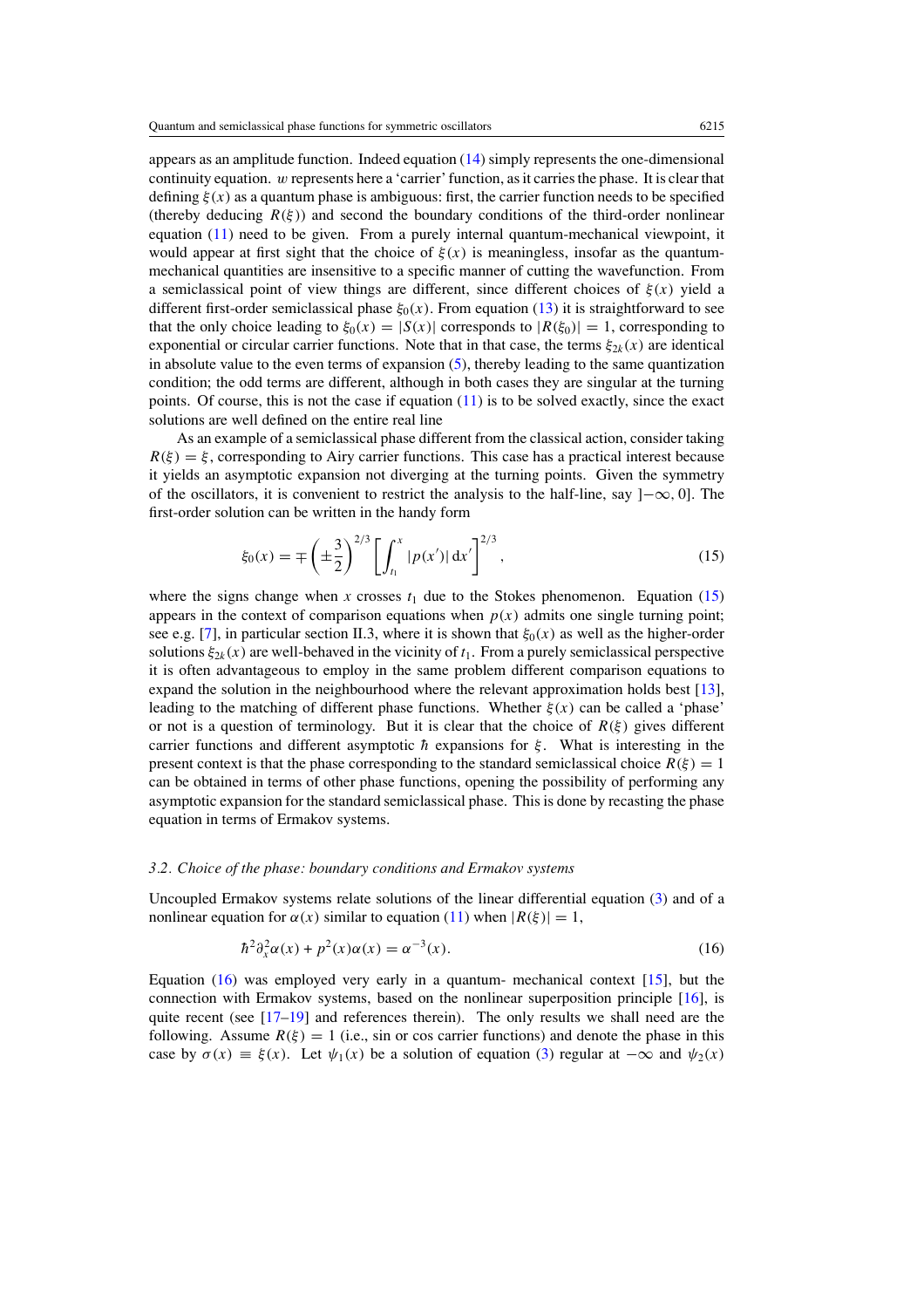appears as an amplitude function. Indeed equation (14) simply represents the one-dimensional continuity equation. $w$ represents here a 'carrier' function, as it carries the phase. It is clear that defining $\xi(x)$ as a quantum phase is ambiguous: first, the carrier function needs to be specified (thereby deducing $R(\xi)$) and second the boundary conditions of the third-order nonlinear equation (11) need to be given. From a purely internal quantum-mechanical viewpoint, it would appear at first sight that the choice of $\xi(x)$ is meaningless, insofar as the quantum-mechanical quantities are insensitive to a specific manner of cutting the wavefunction. From a semiclassical point of view things are different, since different choices of $\xi(x)$ yield a different first-order semiclassical phase $\xi_0(x)$. From equation (13) it is straightforward to see that the only choice leading to $\xi_0(x) = |S(x)|$ corresponds to $|R(\xi_0)| = 1$, corresponding to exponential or circular carrier functions. Note that in that case, the terms $\xi_{2k}(x)$ are identical in absolute value to the even terms of expansion (5), thereby leading to the same quantization condition; the odd terms are different, although in both cases they are singular at the turning points. Of course, this is not the case if equation (11) is to be solved exactly, since the exact solutions are well defined on the entire real line

As an example of a semiclassical phase different from the classical action, consider taking $R(\xi) = \xi$, corresponding to Airy carrier functions. This case has a practical interest because it yields an asymptotic expansion not diverging at the turning points. Given the symmetry of the oscillators, it is convenient to restrict the analysis to the half-line, say $]-\infty, 0]$. The first-order solution can be written in the handy form

$$\xi_0(x) = \mp\left(\pm\frac{3}{2}\right)^{2/3}\left[\int_{t_1}^{x} |p(x')|\,\mathrm{d}x'\right]^{2/3}, \tag{15}$$

where the signs change when $x$ crosses $t_1$ due to the Stokes phenomenon. Equation (15) appears in the context of comparison equations when $p(x)$ admits one single turning point; see e.g. [7], in particular section II.3, where it is shown that $\xi_0(x)$ as well as the higher-order solutions $\xi_{2k}(x)$ are well-behaved in the vicinity of $t_1$. From a purely semiclassical perspective it is often advantageous to employ in the same problem different comparison equations to expand the solution in the neighbourhood where the relevant approximation holds best [13], leading to the matching of different phase functions. Whether $\xi(x)$ can be called a 'phase' or not is a question of terminology. But it is clear that the choice of $R(\xi)$ gives different carrier functions and different asymptotic $\hbar$ expansions for $\xi$. What is interesting in the present context is that the phase corresponding to the standard semiclassical choice $R(\xi) = 1$ can be obtained in terms of other phase functions, opening the possibility of performing any asymptotic expansion for the standard semiclassical phase. This is done by recasting the phase equation in terms of Ermakov systems.

### 3.2. *Choice of the phase: boundary conditions and Ermakov systems*

Uncoupled Ermakov systems relate solutions of the linear differential equation (3) and of a nonlinear equation for $\alpha(x)$ similar to equation (11) when $|R(\xi)| = 1$,

$$\hbar^2\partial_x^2\alpha(x) + p^2(x)\alpha(x) = \alpha^{-3}(x). \tag{16}$$

Equation (16) was employed very early in a quantum- mechanical context [15], but the connection with Ermakov systems, based on the nonlinear superposition principle [16], is quite recent (see [17–19] and references therein). The only results we shall need are the following. Assume $R(\xi) = 1$ (i.e., sin or cos carrier functions) and denote the phase in this case by $\sigma(x) \equiv \xi(x)$. Let $\psi_1(x)$ be a solution of equation (3) regular at $-\infty$ and $\psi_2(x)$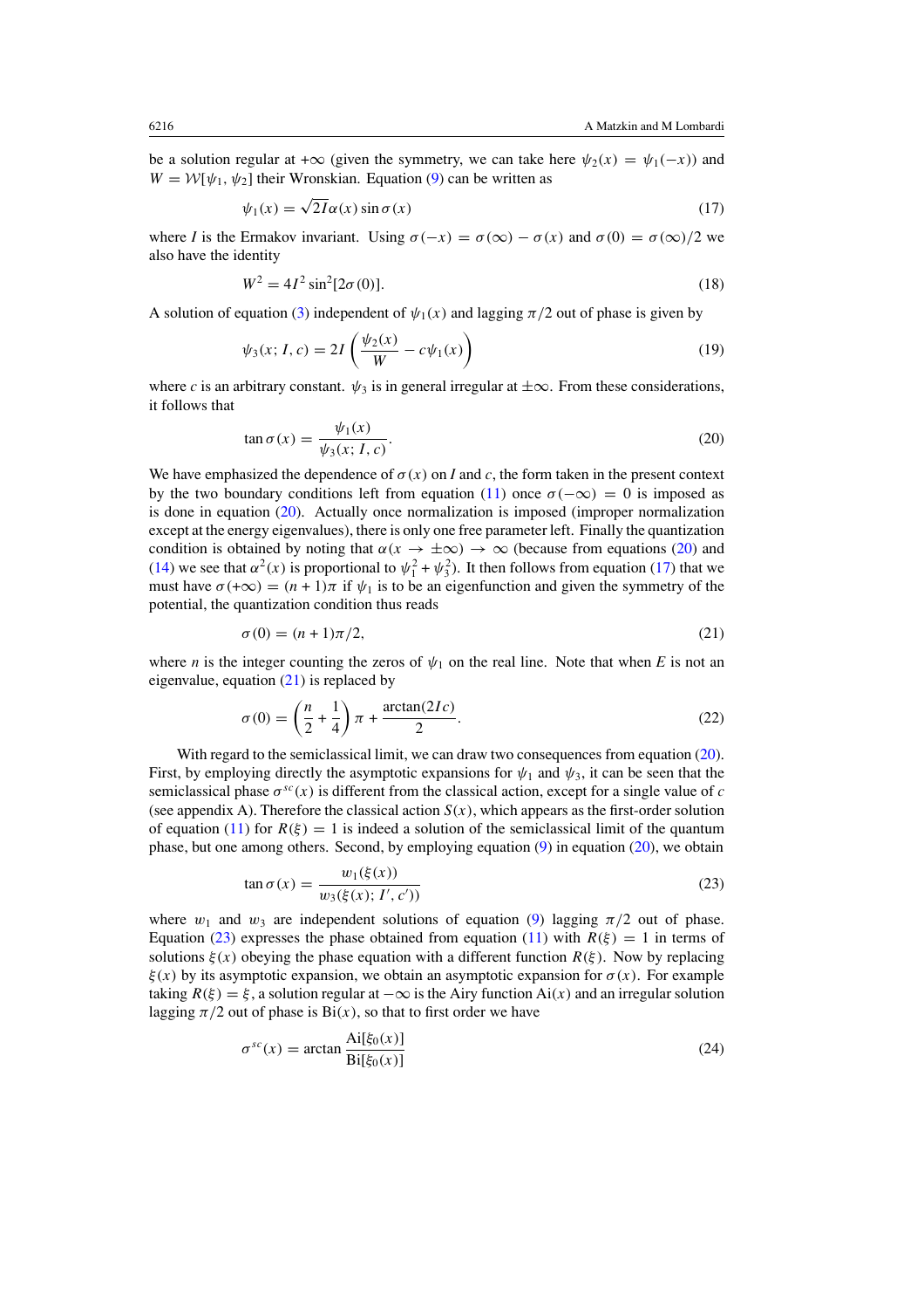be a solution regular at $+\infty$ (given the symmetry, we can take here $\psi_2(x) = \psi_1(-x)$) and $W = \mathcal{W}[\psi_1, \psi_2]$ their Wronskian. Equation (9) can be written as

$$\psi_1(x) = \sqrt{2I}\alpha(x)\sin\sigma(x) \tag{17}$$

where $I$ is the Ermakov invariant. Using $\sigma(-x) = \sigma(\infty) - \sigma(x)$ and $\sigma(0) = \sigma(\infty)/2$ we also have the identity

$$W^2 = 4I^2\sin^2[2\sigma(0)]. \tag{18}$$

A solution of equation (3) independent of $\psi_1(x)$ and lagging $\pi/2$ out of phase is given by

$$\psi_3(x; I, c) = 2I\left(\frac{\psi_2(x)}{W} - c\psi_1(x)\right) \tag{19}$$

where $c$ is an arbitrary constant. $\psi_3$ is in general irregular at $\pm\infty$. From these considerations, it follows that

$$\tan\sigma(x) = \frac{\psi_1(x)}{\psi_3(x; I, c)}. \tag{20}$$

We have emphasized the dependence of $\sigma(x)$ on $I$ and $c$, the form taken in the present context by the two boundary conditions left from equation (11) once $\sigma(-\infty) = 0$ is imposed as is done in equation (20). Actually once normalization is imposed (improper normalization except at the energy eigenvalues), there is only one free parameter left. Finally the quantization condition is obtained by noting that $\alpha(x \to \pm\infty) \to \infty$ (because from equations (20) and (14) we see that $\alpha^2(x)$ is proportional to $\psi_1^2 + \psi_3^2$). It then follows from equation (17) that we must have $\sigma(+\infty) = (n+1)\pi$ if $\psi_1$ is to be an eigenfunction and given the symmetry of the potential, the quantization condition thus reads

$$\sigma(0) = (n+1)\pi/2, \tag{21}$$

where $n$ is the integer counting the zeros of $\psi_1$ on the real line. Note that when $E$ is not an eigenvalue, equation (21) is replaced by

$$\sigma(0) = \left(\frac{n}{2} + \frac{1}{4}\right)\pi + \frac{\arctan(2Ic)}{2}. \tag{22}$$

With regard to the semiclassical limit, we can draw two consequences from equation (20). First, by employing directly the asymptotic expansions for $\psi_1$ and $\psi_3$, it can be seen that the semiclassical phase $\sigma^{sc}(x)$ is different from the classical action, except for a single value of $c$ (see appendix A). Therefore the classical action $S(x)$, which appears as the first-order solution of equation (11) for $R(\xi) = 1$ is indeed a solution of the semiclassical limit of the quantum phase, but one among others. Second, by employing equation (9) in equation (20), we obtain

$$\tan\sigma(x) = \frac{w_1(\xi(x))}{w_3(\xi(x); I', c'))} \tag{23}$$

where $w_1$ and $w_3$ are independent solutions of equation (9) lagging $\pi/2$ out of phase. Equation (23) expresses the phase obtained from equation (11) with $R(\xi) = 1$ in terms of solutions $\xi(x)$ obeying the phase equation with a different function $R(\xi)$. Now by replacing $\xi(x)$ by its asymptotic expansion, we obtain an asymptotic expansion for $\sigma(x)$. For example taking $R(\xi) = \xi$, a solution regular at $-\infty$ is the Airy function $\mathrm{Ai}(x)$ and an irregular solution lagging $\pi/2$ out of phase is $\mathrm{Bi}(x)$, so that to first order we have

$$\sigma^{sc}(x) = \arctan\frac{\mathrm{Ai}[\xi_0(x)]}{\mathrm{Bi}[\xi_0(x)]} \tag{24}$$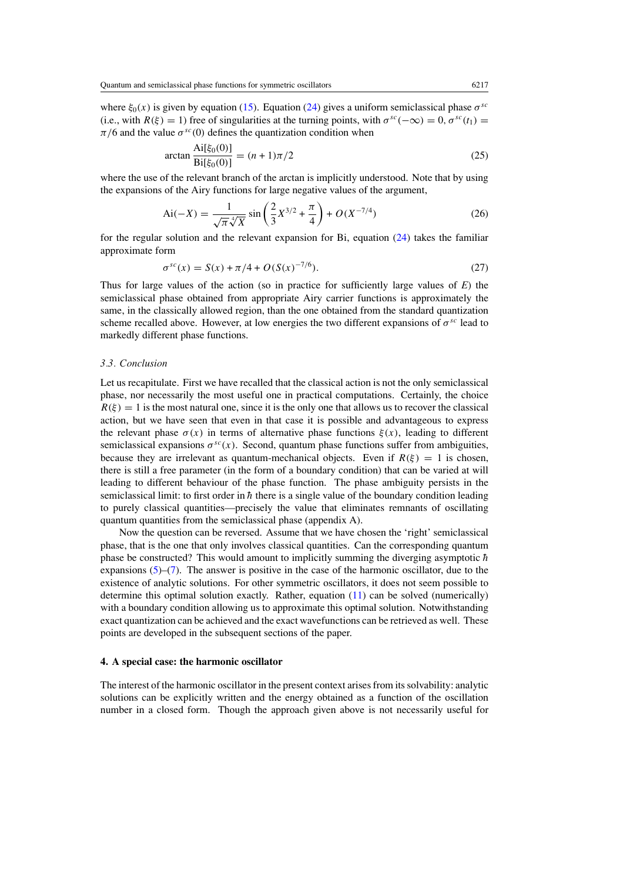where $\xi_0(x)$ is given by equation (15). Equation (24) gives a uniform semiclassical phase $\sigma^{sc}$ (i.e., with $R(\xi) = 1$) free of singularities at the turning points, with $\sigma^{sc}(-\infty) = 0$, $\sigma^{sc}(t_1) = \pi/6$ and the value $\sigma^{sc}(0)$ defines the quantization condition when

$$\arctan \frac{\mathrm{Ai}[\xi_0(0)]}{\mathrm{Bi}[\xi_0(0)]} = (n+1)\pi/2 \tag{25}$$

where the use of the relevant branch of the arctan is implicitly understood. Note that by using the expansions of the Airy functions for large negative values of the argument,

$$\mathrm{Ai}(-X) = \frac{1}{\sqrt{\pi}\sqrt[4]{X}} \sin\left(\frac{2}{3}X^{3/2} + \frac{\pi}{4}\right) + O(X^{-7/4}) \tag{26}$$

for the regular solution and the relevant expansion for Bi, equation (24) takes the familiar approximate form

$$\sigma^{sc}(x) = S(x) + \pi/4 + O(S(x)^{-7/6}). \tag{27}$$

Thus for large values of the action (so in practice for sufficiently large values of $E$) the semiclassical phase obtained from appropriate Airy carrier functions is approximately the same, in the classically allowed region, than the one obtained from the standard quantization scheme recalled above. However, at low energies the two different expansions of $\sigma^{sc}$ lead to markedly different phase functions.

### *3.3. Conclusion*

Let us recapitulate. First we have recalled that the classical action is not the only semiclassical phase, nor necessarily the most useful one in practical computations. Certainly, the choice $R(\xi) = 1$ is the most natural one, since it is the only one that allows us to recover the classical action, but we have seen that even in that case it is possible and advantageous to express the relevant phase $\sigma(x)$ in terms of alternative phase functions $\xi(x)$, leading to different semiclassical expansions $\sigma^{sc}(x)$. Second, quantum phase functions suffer from ambiguities, because they are irrelevant as quantum-mechanical objects. Even if $R(\xi) = 1$ is chosen, there is still a free parameter (in the form of a boundary condition) that can be varied at will leading to different behaviour of the phase function. The phase ambiguity persists in the semiclassical limit: to first order in $\hbar$ there is a single value of the boundary condition leading to purely classical quantities—precisely the value that eliminates remnants of oscillating quantum quantities from the semiclassical phase (appendix A).

Now the question can be reversed. Assume that we have chosen the 'right' semiclassical phase, that is the one that only involves classical quantities. Can the corresponding quantum phase be constructed? This would amount to implicitly summing the diverging asymptotic $\hbar$ expansions (5)–(7). The answer is positive in the case of the harmonic oscillator, due to the existence of analytic solutions. For other symmetric oscillators, it does not seem possible to determine this optimal solution exactly. Rather, equation (11) can be solved (numerically) with a boundary condition allowing us to approximate this optimal solution. Notwithstanding exact quantization can be achieved and the exact wavefunctions can be retrieved as well. These points are developed in the subsequent sections of the paper.

## **4. A special case: the harmonic oscillator**

The interest of the harmonic oscillator in the present context arises from its solvability: analytic solutions can be explicitly written and the energy obtained as a function of the oscillation number in a closed form. Though the approach given above is not necessarily useful for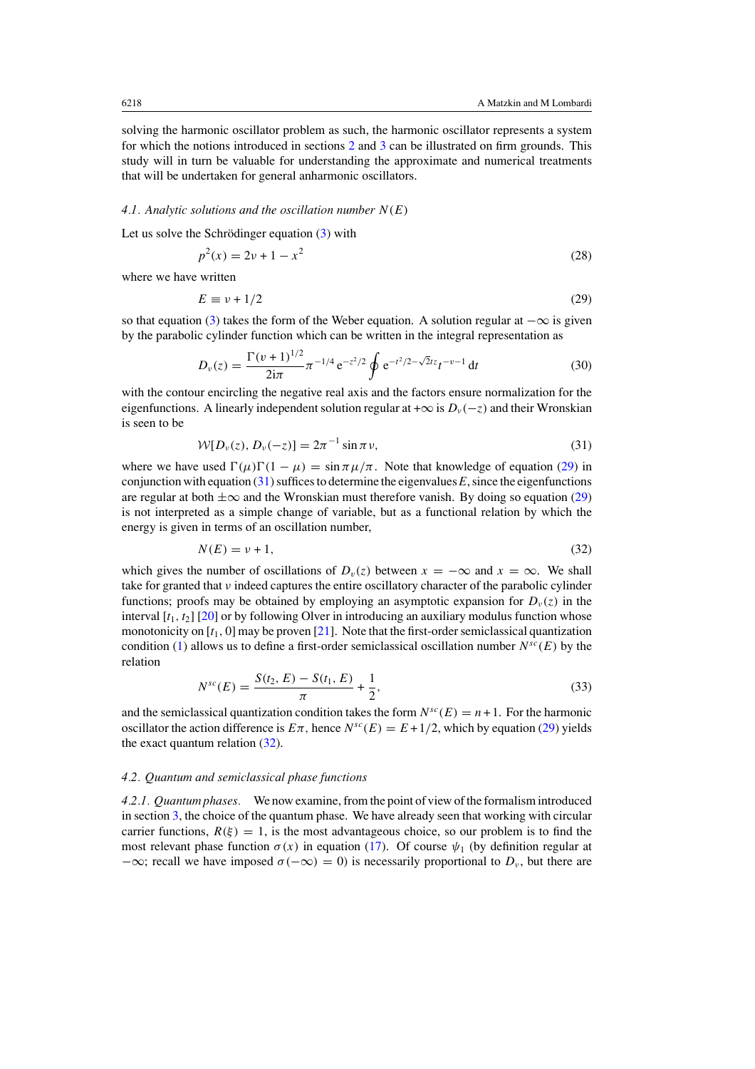solving the harmonic oscillator problem as such, the harmonic oscillator represents a system for which the notions introduced in sections 2 and 3 can be illustrated on firm grounds. This study will in turn be valuable for understanding the approximate and numerical treatments that will be undertaken for general anharmonic oscillators.

### *4.1. Analytic solutions and the oscillation number $N(E)$*

Let us solve the Schrödinger equation (3) with

$$p^2(x) = 2\nu + 1 - x^2 \tag{28}$$

where we have written

$$E \equiv \nu + 1/2 \tag{29}$$

so that equation (3) takes the form of the Weber equation. A solution regular at $-\infty$ is given by the parabolic cylinder function which can be written in the integral representation as

$$D_\nu(z) = \frac{\Gamma(\nu+1)^{1/2}}{2\mathrm{i}\pi}\pi^{-1/4}\,\mathrm{e}^{-z^2/2}\oint \mathrm{e}^{-t^2/2-\sqrt{2}tz}t^{-\nu-1}\,\mathrm{d}t \tag{30}$$

with the contour encircling the negative real axis and the factors ensure normalization for the eigenfunctions. A linearly independent solution regular at $+\infty$ is $D_\nu(-z)$ and their Wronskian is seen to be

$$\mathcal{W}[D_\nu(z), D_\nu(-z)] = 2\pi^{-1}\sin\pi\nu, \tag{31}$$

where we have used $\Gamma(\mu)\Gamma(1-\mu) = \sin\pi\mu/\pi$. Note that knowledge of equation (29) in conjunction with equation (31) suffices to determine the eigenvalues $E$, since the eigenfunctions are regular at both $\pm\infty$ and the Wronskian must therefore vanish. By doing so equation (29) is not interpreted as a simple change of variable, but as a functional relation by which the energy is given in terms of an oscillation number,

$$N(E) = \nu + 1, \tag{32}$$

which gives the number of oscillations of $D_\nu(z)$ between $x = -\infty$ and $x = \infty$. We shall take for granted that $\nu$ indeed captures the entire oscillatory character of the parabolic cylinder functions; proofs may be obtained by employing an asymptotic expansion for $D_\nu(z)$ in the interval $[t_1, t_2]$ [20] or by following Olver in introducing an auxiliary modulus function whose monotonicity on $[t_1, 0]$ may be proven [21]. Note that the first-order semiclassical quantization condition (1) allows us to define a first-order semiclassical oscillation number $N^{sc}(E)$ by the relation

$$N^{sc}(E) = \frac{S(t_2, E) - S(t_1, E)}{\pi} + \frac{1}{2}, \tag{33}$$

and the semiclassical quantization condition takes the form $N^{sc}(E) = n+1$. For the harmonic oscillator the action difference is $E\pi$, hence $N^{sc}(E) = E + 1/2$, which by equation (29) yields the exact quantum relation (32).

### *4.2. Quantum and semiclassical phase functions*

*4.2.1. Quantum phases.* We now examine, from the point of view of the formalism introduced in section 3, the choice of the quantum phase. We have already seen that working with circular carrier functions, $R(\xi) = 1$, is the most advantageous choice, so our problem is to find the most relevant phase function $\sigma(x)$ in equation (17). Of course $\psi_1$ (by definition regular at $-\infty$; recall we have imposed $\sigma(-\infty) = 0$) is necessarily proportional to $D_\nu$, but there are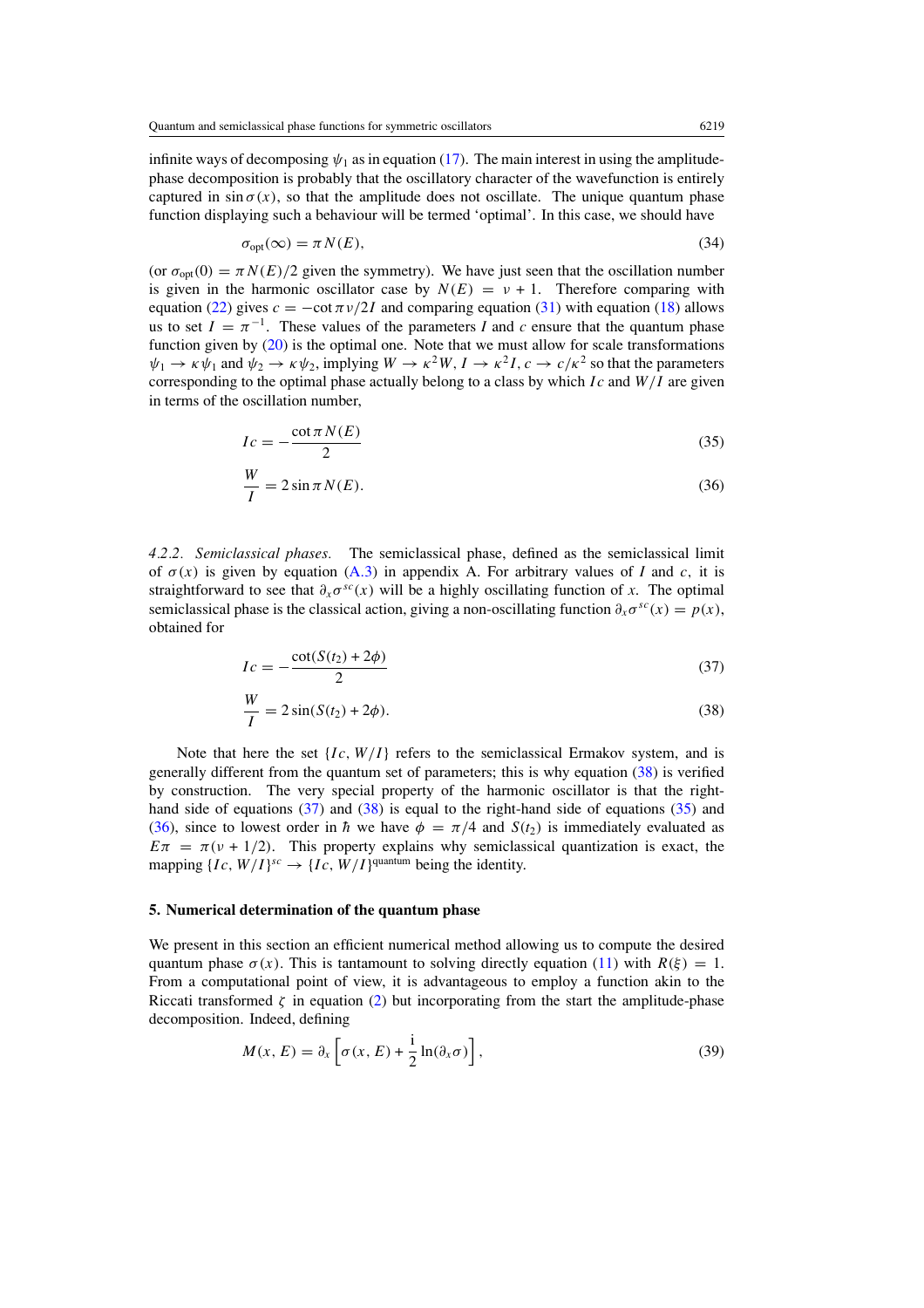infinite ways of decomposing $\psi_1$ as in equation (17). The main interest in using the amplitude-phase decomposition is probably that the oscillatory character of the wavefunction is entirely captured in $\sin\sigma(x)$, so that the amplitude does not oscillate. The unique quantum phase function displaying such a behaviour will be termed 'optimal'. In this case, we should have

$$\sigma_{\text{opt}}(\infty) = \pi N(E), \tag{34}$$

(or $\sigma_{\text{opt}}(0) = \pi N(E)/2$ given the symmetry). We have just seen that the oscillation number is given in the harmonic oscillator case by $N(E) = \nu + 1$. Therefore comparing with equation (22) gives $c = -\cot\pi\nu/2I$ and comparing equation (31) with equation (18) allows us to set $I = \pi^{-1}$. These values of the parameters $I$ and $c$ ensure that the quantum phase function given by (20) is the optimal one. Note that we must allow for scale transformations $\psi_1 \to \kappa\psi_1$ and $\psi_2 \to \kappa\psi_2$, implying $W \to \kappa^2 W$, $I \to \kappa^2 I$, $c \to c/\kappa^2$ so that the parameters corresponding to the optimal phase actually belong to a class by which $Ic$ and $W/I$ are given in terms of the oscillation number,

$$Ic = -\frac{\cot\pi N(E)}{2} \tag{35}$$

$$\frac{W}{I} = 2\sin\pi N(E). \tag{36}$$

*4.2.2. Semiclassical phases.* The semiclassical phase, defined as the semiclassical limit of $\sigma(x)$ is given by equation (A.3) in appendix A. For arbitrary values of $I$ and $c$, it is straightforward to see that $\partial_x\sigma^{sc}(x)$ will be a highly oscillating function of $x$. The optimal semiclassical phase is the classical action, giving a non-oscillating function $\partial_x\sigma^{sc}(x) = p(x)$, obtained for

$$Ic = -\frac{\cot(S(t_2) + 2\phi)}{2} \tag{37}$$

$$\frac{W}{I} = 2\sin(S(t_2) + 2\phi). \tag{38}$$

Note that here the set $\{Ic, W/I\}$ refers to the semiclassical Ermakov system, and is generally different from the quantum set of parameters; this is why equation (38) is verified by construction. The very special property of the harmonic oscillator is that the right-hand side of equations (37) and (38) is equal to the right-hand side of equations (35) and (36), since to lowest order in $\hbar$ we have $\phi = \pi/4$ and $S(t_2)$ is immediately evaluated as $E\pi = \pi(\nu + 1/2)$. This property explains why semiclassical quantization is exact, the mapping $\{Ic, W/I\}^{sc} \to \{Ic, W/I\}^{\text{quantum}}$ being the identity.

## 5. Numerical determination of the quantum phase

We present in this section an efficient numerical method allowing us to compute the desired quantum phase $\sigma(x)$. This is tantamount to solving directly equation (11) with $R(\xi) = 1$. From a computational point of view, it is advantageous to employ a function akin to the Riccati transformed $\zeta$ in equation (2) but incorporating from the start the amplitude-phase decomposition. Indeed, defining

$$M(x, E) = \partial_x\left[\sigma(x, E) + \frac{\mathrm{i}}{2}\ln(\partial_x\sigma)\right], \tag{39}$$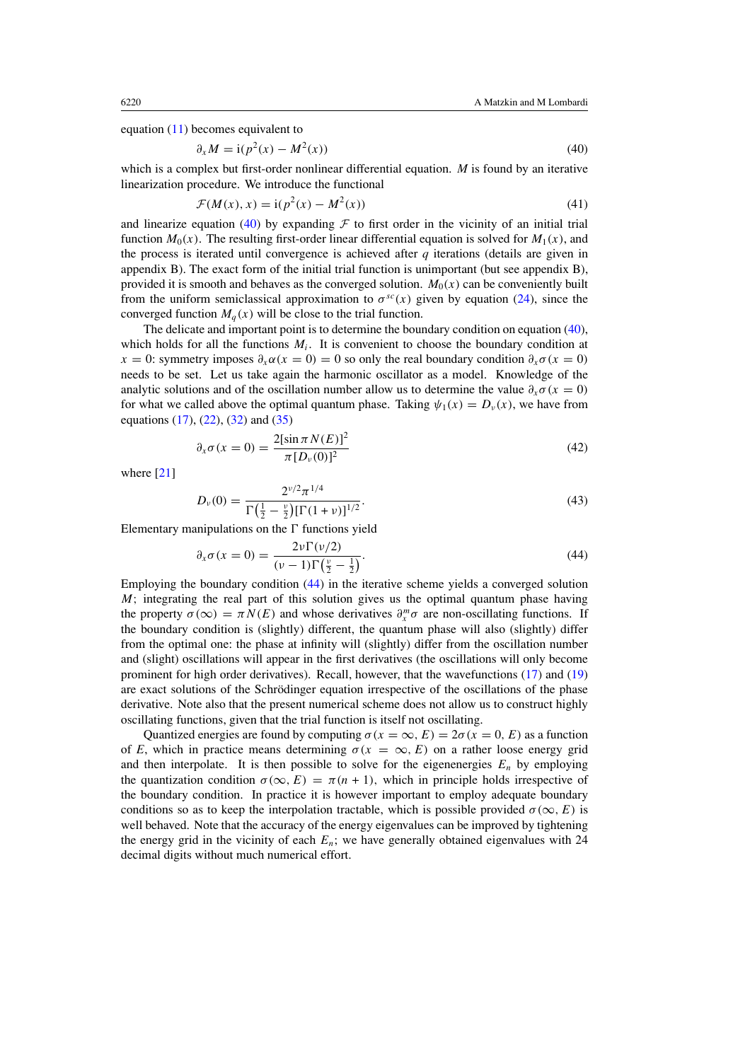equation (11) becomes equivalent to

$$\partial_x M = \mathrm{i}(p^2(x) - M^2(x)) \tag{40}$$

which is a complex but first-order nonlinear differential equation. $M$ is found by an iterative linearization procedure. We introduce the functional

$$\mathcal{F}(M(x), x) = \mathrm{i}(p^2(x) - M^2(x)) \tag{41}$$

and linearize equation (40) by expanding $\mathcal{F}$ to first order in the vicinity of an initial trial function $M_0(x)$. The resulting first-order linear differential equation is solved for $M_1(x)$, and the process is iterated until convergence is achieved after $q$ iterations (details are given in appendix B). The exact form of the initial trial function is unimportant (but see appendix B), provided it is smooth and behaves as the converged solution. $M_0(x)$ can be conveniently built from the uniform semiclassical approximation to $\sigma^{sc}(x)$ given by equation (24), since the converged function $M_q(x)$ will be close to the trial function.

The delicate and important point is to determine the boundary condition on equation (40), which holds for all the functions $M_i$. It is convenient to choose the boundary condition at $x = 0$: symmetry imposes $\partial_x \alpha(x = 0) = 0$ so only the real boundary condition $\partial_x \sigma(x = 0)$ needs to be set. Let us take again the harmonic oscillator as a model. Knowledge of the analytic solutions and of the oscillation number allow us to determine the value $\partial_x \sigma(x = 0)$ for what we called above the optimal quantum phase. Taking $\psi_1(x) = D_\nu(x)$, we have from equations (17), (22), (32) and (35)

$$\partial_x \sigma(x = 0) = \frac{2[\sin \pi N(E)]^2}{\pi [D_\nu(0)]^2} \tag{42}$$

where [21]

$$D_\nu(0) = \frac{2^{\nu/2}\pi^{1/4}}{\Gamma\left(\frac{1}{2} - \frac{\nu}{2}\right)[\Gamma(1+\nu)]^{1/2}}. \tag{43}$$

Elementary manipulations on the $\Gamma$ functions yield

$$\partial_x \sigma(x = 0) = \frac{2\nu\Gamma(\nu/2)}{(\nu - 1)\Gamma\left(\frac{\nu}{2} - \frac{1}{2}\right)}. \tag{44}$$

Employing the boundary condition (44) in the iterative scheme yields a converged solution $M$; integrating the real part of this solution gives us the optimal quantum phase having the property $\sigma(\infty) = \pi N(E)$ and whose derivatives $\partial_x^m \sigma$ are non-oscillating functions. If the boundary condition is (slightly) different, the quantum phase will also (slightly) differ from the optimal one: the phase at infinity will (slightly) differ from the oscillation number and (slight) oscillations will appear in the first derivatives (the oscillations will only become prominent for high order derivatives). Recall, however, that the wavefunctions (17) and (19) are exact solutions of the Schrödinger equation irrespective of the oscillations of the phase derivative. Note also that the present numerical scheme does not allow us to construct highly oscillating functions, given that the trial function is itself not oscillating.

Quantized energies are found by computing $\sigma(x = \infty, E) = 2\sigma(x = 0, E)$ as a function of $E$, which in practice means determining $\sigma(x = \infty, E)$ on a rather loose energy grid and then interpolate. It is then possible to solve for the eigenenergies $E_n$ by employing the quantization condition $\sigma(\infty, E) = \pi(n + 1)$, which in principle holds irrespective of the boundary condition. In practice it is however important to employ adequate boundary conditions so as to keep the interpolation tractable, which is possible provided $\sigma(\infty, E)$ is well behaved. Note that the accuracy of the energy eigenvalues can be improved by tightening the energy grid in the vicinity of each $E_n$; we have generally obtained eigenvalues with 24 decimal digits without much numerical effort.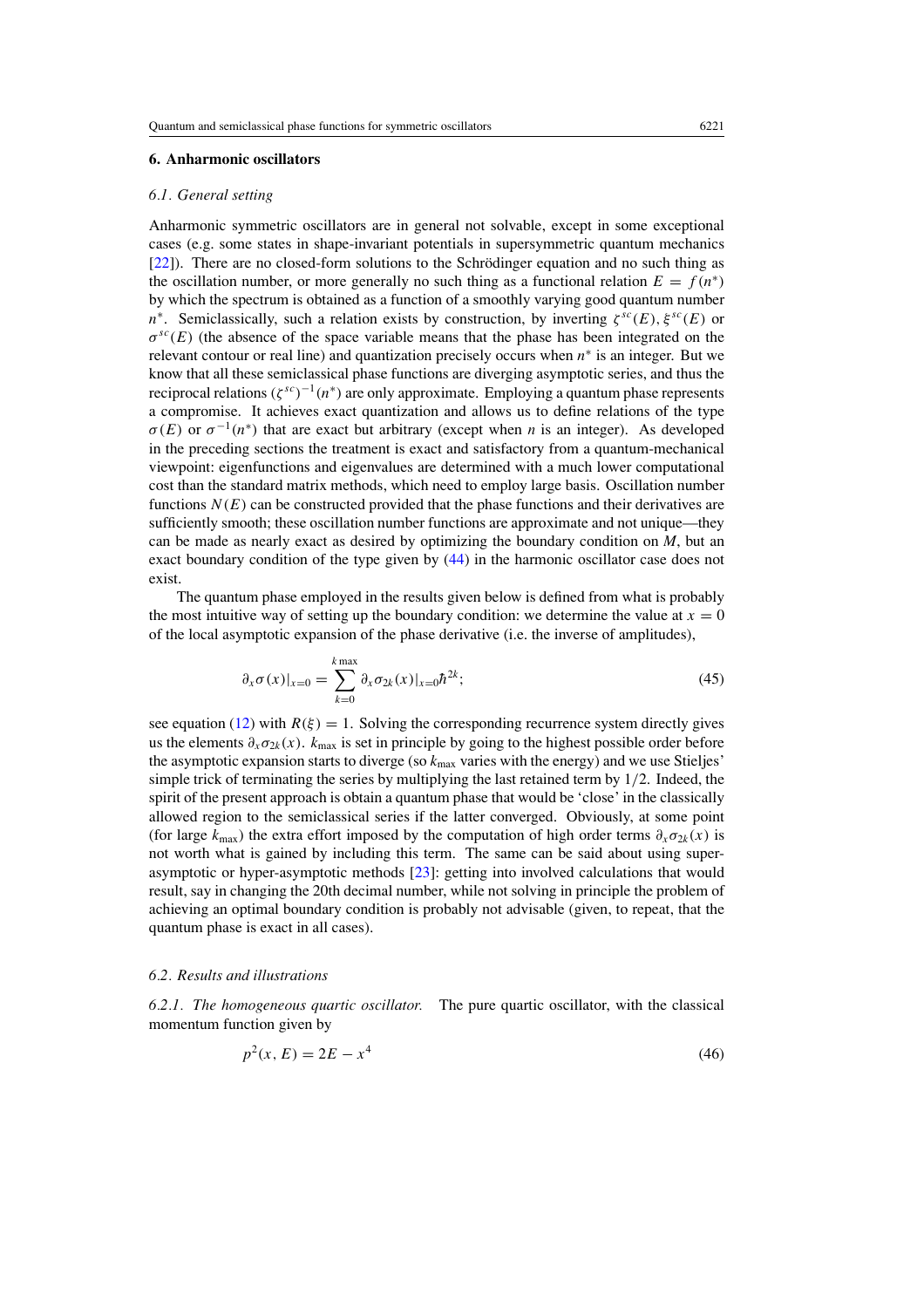## 6. Anharmonic oscillators

### 6.1. General setting

Anharmonic symmetric oscillators are in general not solvable, except in some exceptional cases (e.g. some states in shape-invariant potentials in supersymmetric quantum mechanics [22]). There are no closed-form solutions to the Schrödinger equation and no such thing as the oscillation number, or more generally no such thing as a functional relation $E = f(n^*)$ by which the spectrum is obtained as a function of a smoothly varying good quantum number $n^*$. Semiclassically, such a relation exists by construction, by inverting $\zeta^{sc}(E), \xi^{sc}(E)$ or $\sigma^{sc}(E)$ (the absence of the space variable means that the phase has been integrated on the relevant contour or real line) and quantization precisely occurs when $n^*$ is an integer. But we know that all these semiclassical phase functions are diverging asymptotic series, and thus the reciprocal relations $(\zeta^{sc})^{-1}(n^*)$ are only approximate. Employing a quantum phase represents a compromise. It achieves exact quantization and allows us to define relations of the type $\sigma(E)$ or $\sigma^{-1}(n^*)$ that are exact but arbitrary (except when $n$ is an integer). As developed in the preceding sections the treatment is exact and satisfactory from a quantum-mechanical viewpoint: eigenfunctions and eigenvalues are determined with a much lower computational cost than the standard matrix methods, which need to employ large basis. Oscillation number functions $N(E)$ can be constructed provided that the phase functions and their derivatives are sufficiently smooth; these oscillation number functions are approximate and not unique—they can be made as nearly exact as desired by optimizing the boundary condition on $M$, but an exact boundary condition of the type given by (44) in the harmonic oscillator case does not exist.

The quantum phase employed in the results given below is defined from what is probably the most intuitive way of setting up the boundary condition: we determine the value at $x = 0$ of the local asymptotic expansion of the phase derivative (i.e. the inverse of amplitudes),

$$\partial_x \sigma(x)|_{x=0} = \sum_{k=0}^{k\,\mathrm{max}} \partial_x \sigma_{2k}(x)|_{x=0} \hbar^{2k}; \tag{45}$$

see equation (12) with $R(\xi) = 1$. Solving the corresponding recurrence system directly gives us the elements $\partial_x \sigma_{2k}(x)$. $k_{\max}$ is set in principle by going to the highest possible order before the asymptotic expansion starts to diverge (so $k_{\max}$ varies with the energy) and we use Stieljes' simple trick of terminating the series by multiplying the last retained term by $1/2$. Indeed, the spirit of the present approach is obtain a quantum phase that would be 'close' in the classically allowed region to the semiclassical series if the latter converged. Obviously, at some point (for large $k_{\max}$) the extra effort imposed by the computation of high order terms $\partial_x \sigma_{2k}(x)$ is not worth what is gained by including this term. The same can be said about using super-asymptotic or hyper-asymptotic methods [23]: getting into involved calculations that would result, say in changing the 20th decimal number, while not solving in principle the problem of achieving an optimal boundary condition is probably not advisable (given, to repeat, that the quantum phase is exact in all cases).

### 6.2. Results and illustrations

*6.2.1. The homogeneous quartic oscillator.* The pure quartic oscillator, with the classical momentum function given by

$$p^2(x, E) = 2E - x^4 \tag{46}$$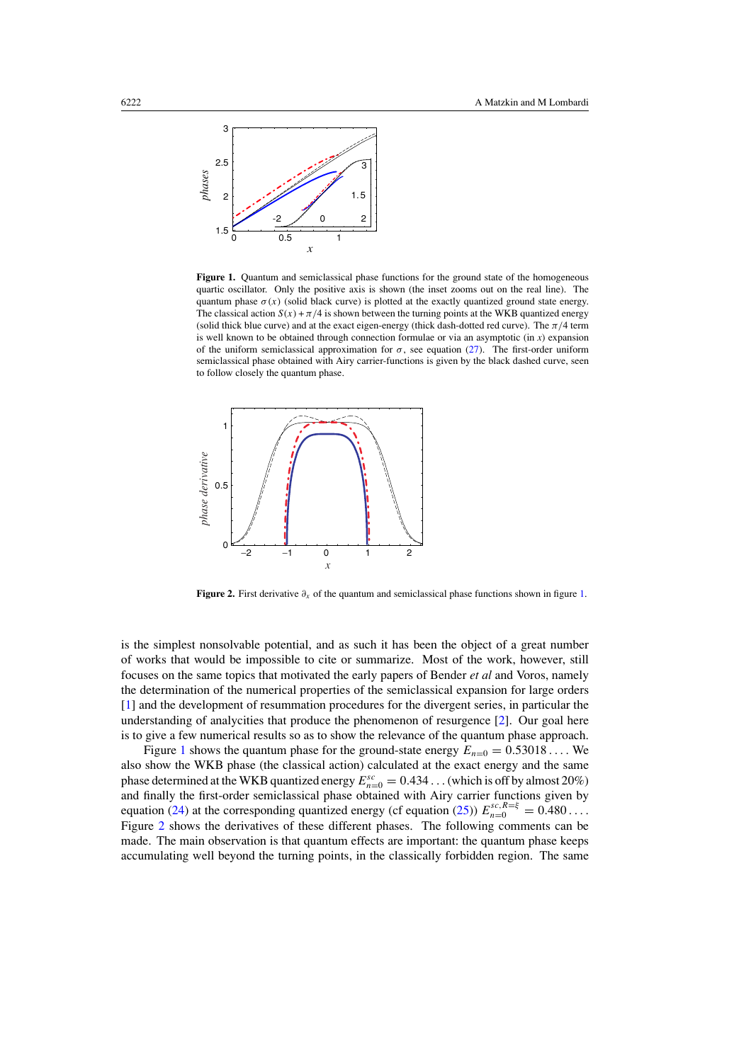**Figure 1.** Quantum and semiclassical phase functions for the ground state of the homogeneous quartic oscillator. Only the positive axis is shown (the inset zooms out on the real line). The quantum phase $\sigma(x)$ (solid black curve) is plotted at the exactly quantized ground state energy. The classical action $S(x) + \pi/4$ is shown between the turning points at the WKB quantized energy (solid thick blue curve) and at the exact eigen-energy (thick dash-dotted red curve). The $\pi/4$ term is well known to be obtained through connection formulae or via an asymptotic (in $x$) expansion of the uniform semiclassical approximation for $\sigma$, see equation (27). The first-order uniform semiclassical phase obtained with Airy carrier-functions is given by the black dashed curve, seen to follow closely the quantum phase.

**Figure 2.** First derivative $\partial_x$ of the quantum and semiclassical phase functions shown in figure 1.

is the simplest nonsolvable potential, and as such it has been the object of a great number of works that would be impossible to cite or summarize. Most of the work, however, still focuses on the same topics that motivated the early papers of Bender *et al* and Voros, namely the determination of the numerical properties of the semiclassical expansion for large orders [1] and the development of resummation procedures for the divergent series, in particular the understanding of analycities that produce the phenomenon of resurgence [2]. Our goal here is to give a few numerical results so as to show the relevance of the quantum phase approach.

Figure 1 shows the quantum phase for the ground-state energy $E_{n=0} = 0.53018\ldots$. We also show the WKB phase (the classical action) calculated at the exact energy and the same phase determined at the WKB quantized energy $E^{sc}_{n=0} = 0.434\ldots$ (which is off by almost 20%) and finally the first-order semiclassical phase obtained with Airy carrier functions given by equation (24) at the corresponding quantized energy (cf equation (25)) $E^{sc,R=\xi}_{n=0} = 0.480\ldots$. Figure 2 shows the derivatives of these different phases. The following comments can be made. The main observation is that quantum effects are important: the quantum phase keeps accumulating well beyond the turning points, in the classically forbidden region. The same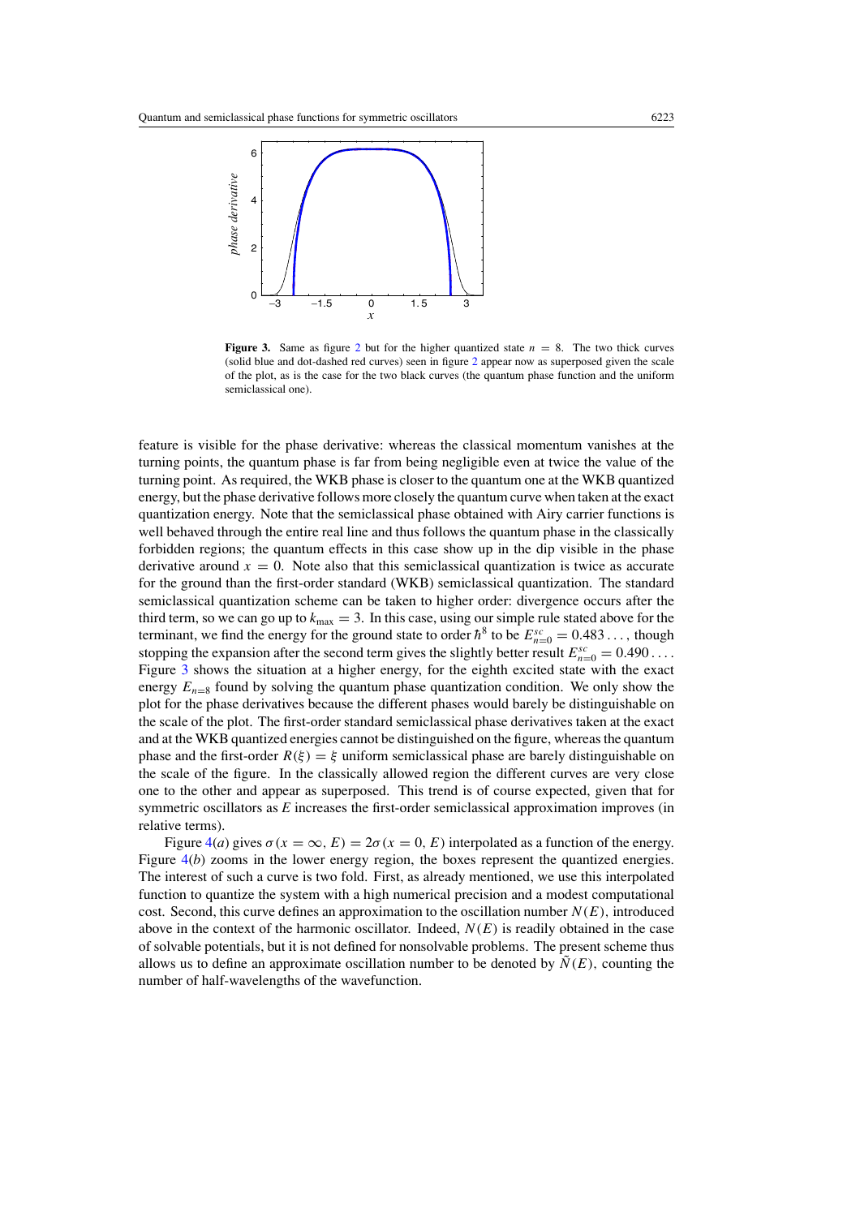**Figure 3.** Same as figure 2 but for the higher quantized state $n = 8$. The two thick curves (solid blue and dot-dashed red curves) seen in figure 2 appear now as superposed given the scale of the plot, as is the case for the two black curves (the quantum phase function and the uniform semiclassical one).

feature is visible for the phase derivative: whereas the classical momentum vanishes at the turning points, the quantum phase is far from being negligible even at twice the value of the turning point. As required, the WKB phase is closer to the quantum one at the WKB quantized energy, but the phase derivative follows more closely the quantum curve when taken at the exact quantization energy. Note that the semiclassical phase obtained with Airy carrier functions is well behaved through the entire real line and thus follows the quantum phase in the classically forbidden regions; the quantum effects in this case show up in the dip visible in the phase derivative around $x = 0$. Note also that this semiclassical quantization is twice as accurate for the ground than the first-order standard (WKB) semiclassical quantization. The standard semiclassical quantization scheme can be taken to higher order: divergence occurs after the third term, so we can go up to $k_{\max} = 3$. In this case, using our simple rule stated above for the terminant, we find the energy for the ground state to order $\hbar^8$ to be $E^{sc}_{n=0} = 0.483\ldots$, though stopping the expansion after the second term gives the slightly better result $E^{sc}_{n=0} = 0.490\ldots$. Figure 3 shows the situation at a higher energy, for the eighth excited state with the exact energy $E_{n=8}$ found by solving the quantum phase quantization condition. We only show the plot for the phase derivatives because the different phases would barely be distinguishable on the scale of the plot. The first-order standard semiclassical phase derivatives taken at the exact and at the WKB quantized energies cannot be distinguished on the figure, whereas the quantum phase and the first-order $R(\xi) = \xi$ uniform semiclassical phase are barely distinguishable on the scale of the figure. In the classically allowed region the different curves are very close one to the other and appear as superposed. This trend is of course expected, given that for symmetric oscillators as $E$ increases the first-order semiclassical approximation improves (in relative terms).

Figure 4(*a*) gives $\sigma(x = \infty, E) = 2\sigma(x = 0, E)$ interpolated as a function of the energy. Figure 4(*b*) zooms in the lower energy region, the boxes represent the quantized energies. The interest of such a curve is two fold. First, as already mentioned, we use this interpolated function to quantize the system with a high numerical precision and a modest computational cost. Second, this curve defines an approximation to the oscillation number $N(E)$, introduced above in the context of the harmonic oscillator. Indeed, $N(E)$ is readily obtained in the case of solvable potentials, but it is not defined for nonsolvable problems. The present scheme thus allows us to define an approximate oscillation number to be denoted by $\tilde{N}(E)$, counting the number of half-wavelengths of the wavefunction.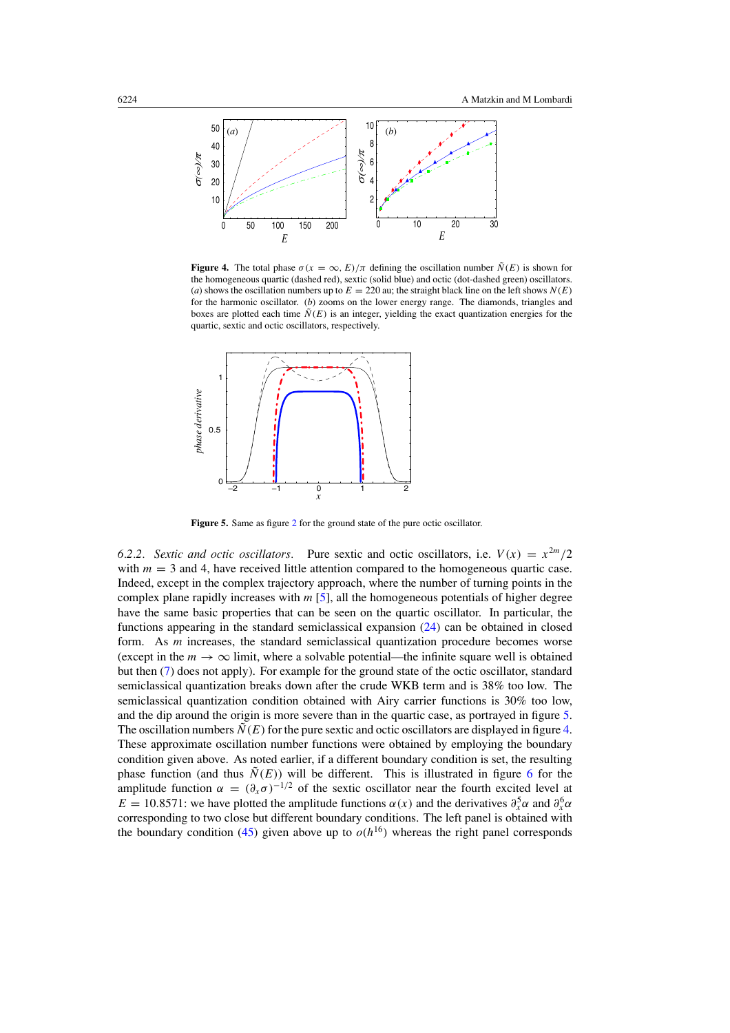**Figure 4.** The total phase $\sigma(x = \infty, E)/\pi$ defining the oscillation number $\tilde{N}(E)$ is shown for the homogeneous quartic (dashed red), sextic (solid blue) and octic (dot-dashed green) oscillators. (*a*) shows the oscillation numbers up to $E = 220$ au; the straight black line on the left shows $N(E)$ for the harmonic oscillator. (*b*) zooms on the lower energy range. The diamonds, triangles and boxes are plotted each time $\tilde{N}(E)$ is an integer, yielding the exact quantization energies for the quartic, sextic and octic oscillators, respectively.

**Figure 5.** Same as figure 2 for the ground state of the pure octic oscillator.

*6.2.2. Sextic and octic oscillators.* Pure sextic and octic oscillators, i.e. $V(x) = x^{2m}/2$ with $m = 3$ and 4, have received little attention compared to the homogeneous quartic case. Indeed, except in the complex trajectory approach, where the number of turning points in the complex plane rapidly increases with $m$ [5], all the homogeneous potentials of higher degree have the same basic properties that can be seen on the quartic oscillator. In particular, the functions appearing in the standard semiclassical expansion (24) can be obtained in closed form. As $m$ increases, the standard semiclassical quantization procedure becomes worse (except in the $m \to \infty$ limit, where a solvable potential—the infinite square well is obtained but then (7) does not apply). For example for the ground state of the octic oscillator, standard semiclassical quantization breaks down after the crude WKB term and is 38% too low. The semiclassical quantization condition obtained with Airy carrier functions is 30% too low, and the dip around the origin is more severe than in the quartic case, as portrayed in figure 5. The oscillation numbers $\tilde{N}(E)$ for the pure sextic and octic oscillators are displayed in figure 4. These approximate oscillation number functions were obtained by employing the boundary condition given above. As noted earlier, if a different boundary condition is set, the resulting phase function (and thus $\tilde{N}(E)$) will be different. This is illustrated in figure 6 for the amplitude function $\alpha = (\partial_x \sigma)^{-1/2}$ of the sextic oscillator near the fourth excited level at $E = 10.8571$: we have plotted the amplitude functions $\alpha(x)$ and the derivatives $\partial_x^5 \alpha$ and $\partial_x^6 \alpha$ corresponding to two close but different boundary conditions. The left panel is obtained with the boundary condition (45) given above up to $o(h^{16})$ whereas the right panel corresponds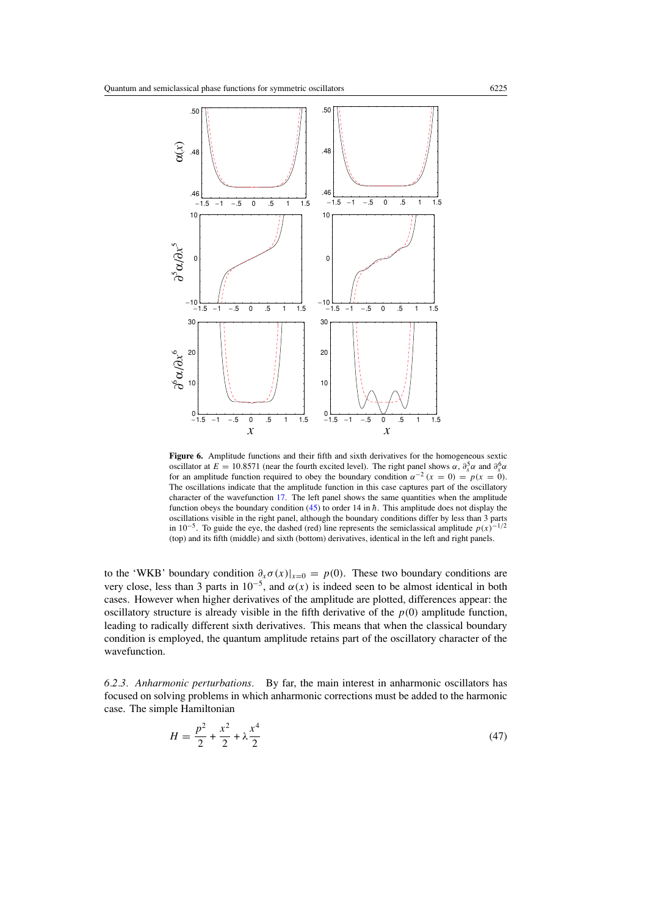**Figure 6.** Amplitude functions and their fifth and sixth derivatives for the homogeneous sextic oscillator at $E = 10.8571$ (near the fourth excited level). The right panel shows $\alpha$, $\partial_x^5 \alpha$ and $\partial_x^6 \alpha$ for an amplitude function required to obey the boundary condition $\alpha^{-2}(x = 0) = p(x = 0)$. The oscillations indicate that the amplitude function in this case captures part of the oscillatory character of the wavefunction 17. The left panel shows the same quantities when the amplitude function obeys the boundary condition (45) to order 14 in $\hbar$. This amplitude does not display the oscillations visible in the right panel, although the boundary conditions differ by less than 3 parts in $10^{-5}$. To guide the eye, the dashed (red) line represents the semiclassical amplitude $p(x)^{-1/2}$ (top) and its fifth (middle) and sixth (bottom) derivatives, identical in the left and right panels.

to the 'WKB' boundary condition $\partial_x \sigma(x)|_{x=0} = p(0)$. These two boundary conditions are very close, less than 3 parts in $10^{-5}$, and $\alpha(x)$ is indeed seen to be almost identical in both cases. However when higher derivatives of the amplitude are plotted, differences appear: the oscillatory structure is already visible in the fifth derivative of the $p(0)$ amplitude function, leading to radically different sixth derivatives. This means that when the classical boundary condition is employed, the quantum amplitude retains part of the oscillatory character of the wavefunction.

*6.2.3. Anharmonic perturbations.* By far, the main interest in anharmonic oscillators has focused on solving problems in which anharmonic corrections must be added to the harmonic case. The simple Hamiltonian

$$H = \frac{p^2}{2} + \frac{x^2}{2} + \lambda \frac{x^4}{2} \tag{47}$$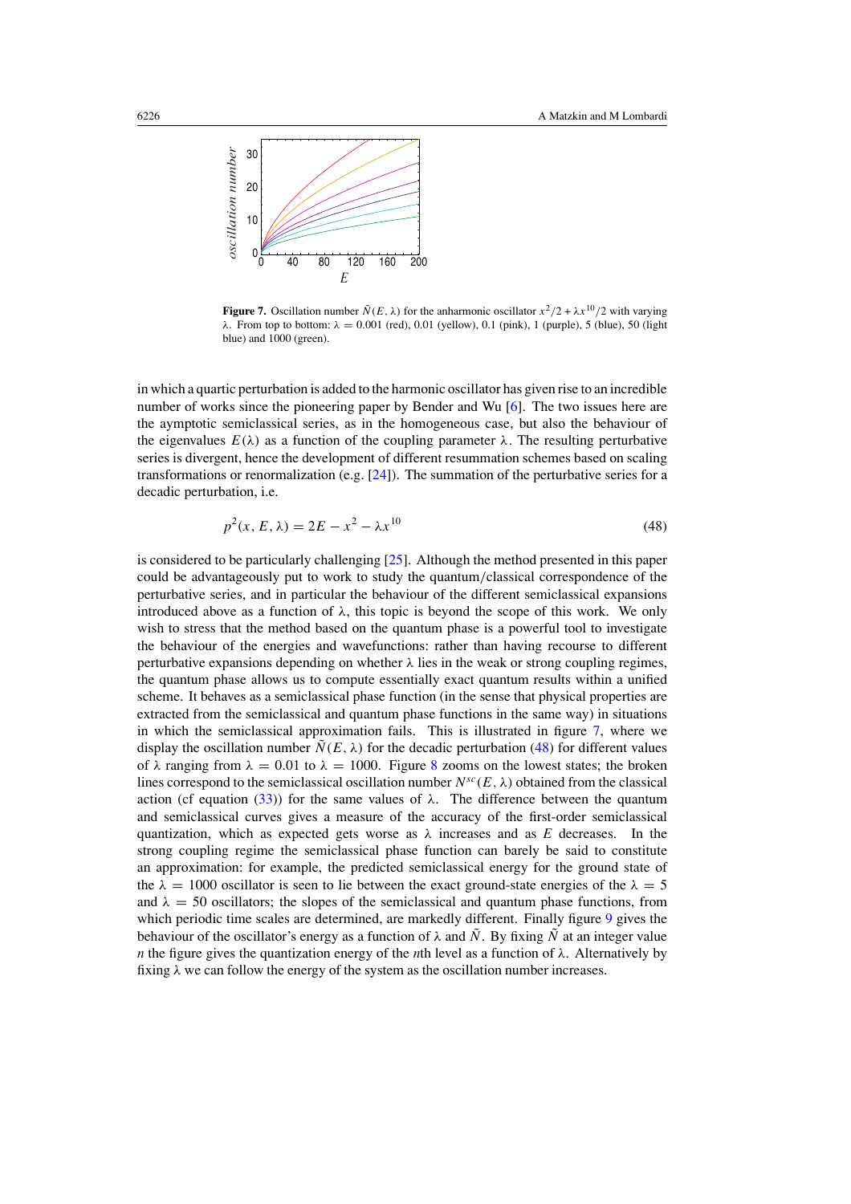**Figure 7.** Oscillation number $\tilde{N}(E, \lambda)$ for the anharmonic oscillator $x^2/2 + \lambda x^{10}/2$ with varying $\lambda$. From top to bottom: $\lambda = 0.001$ (red), 0.01 (yellow), 0.1 (pink), 1 (purple), 5 (blue), 50 (light blue) and 1000 (green).

in which a quartic perturbation is added to the harmonic oscillator has given rise to an incredible number of works since the pioneering paper by Bender and Wu [6]. The two issues here are the aymptotic semiclassical series, as in the homogeneous case, but also the behaviour of the eigenvalues $E(\lambda)$ as a function of the coupling parameter $\lambda$. The resulting perturbative series is divergent, hence the development of different resummation schemes based on scaling transformations or renormalization (e.g. [24]). The summation of the perturbative series for a decadic perturbation, i.e.

$$p^2(x, E, \lambda) = 2E - x^2 - \lambda x^{10} \tag{48}$$

is considered to be particularly challenging [25]. Although the method presented in this paper could be advantageously put to work to study the quantum/classical correspondence of the perturbative series, and in particular the behaviour of the different semiclassical expansions introduced above as a function of $\lambda$, this topic is beyond the scope of this work. We only wish to stress that the method based on the quantum phase is a powerful tool to investigate the behaviour of the energies and wavefunctions: rather than having recourse to different perturbative expansions depending on whether $\lambda$ lies in the weak or strong coupling regimes, the quantum phase allows us to compute essentially exact quantum results within a unified scheme. It behaves as a semiclassical phase function (in the sense that physical properties are extracted from the semiclassical and quantum phase functions in the same way) in situations in which the semiclassical approximation fails. This is illustrated in figure 7, where we display the oscillation number $\tilde{N}(E, \lambda)$ for the decadic perturbation (48) for different values of $\lambda$ ranging from $\lambda = 0.01$ to $\lambda = 1000$. Figure 8 zooms on the lowest states; the broken lines correspond to the semiclassical oscillation number $N^{sc}(E, \lambda)$ obtained from the classical action (cf equation (33)) for the same values of $\lambda$. The difference between the quantum and semiclassical curves gives a measure of the accuracy of the first-order semiclassical quantization, which as expected gets worse as $\lambda$ increases and as $E$ decreases. In the strong coupling regime the semiclassical phase function can barely be said to constitute an approximation: for example, the predicted semiclassical energy for the ground state of the $\lambda = 1000$ oscillator is seen to lie between the exact ground-state energies of the $\lambda = 5$ and $\lambda = 50$ oscillators; the slopes of the semiclassical and quantum phase functions, from which periodic time scales are determined, are markedly different. Finally figure 9 gives the behaviour of the oscillator's energy as a function of $\lambda$ and $\tilde{N}$. By fixing $\tilde{N}$ at an integer value $n$ the figure gives the quantization energy of the $n$th level as a function of $\lambda$. Alternatively by fixing $\lambda$ we can follow the energy of the system as the oscillation number increases.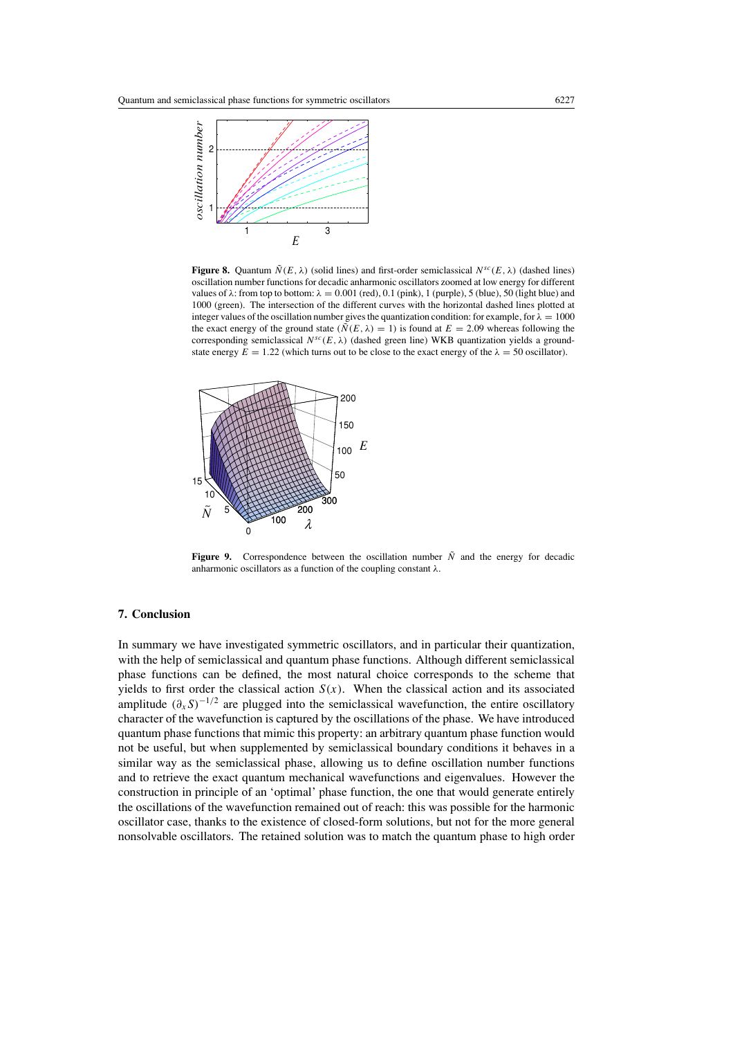**Figure 8.** Quantum $\tilde{N}(E, \lambda)$ (solid lines) and first-order semiclassical $N^{sc}(E, \lambda)$ (dashed lines) oscillation number functions for decadic anharmonic oscillators zoomed at low energy for different values of $\lambda$: from top to bottom: $\lambda = 0.001$ (red), 0.1 (pink), 1 (purple), 5 (blue), 50 (light blue) and 1000 (green). The intersection of the different curves with the horizontal dashed lines plotted at integer values of the oscillation number gives the quantization condition: for example, for $\lambda = 1000$ the exact energy of the ground state ($\tilde{N}(E, \lambda) = 1$) is found at $E = 2.09$ whereas following the corresponding semiclassical $N^{sc}(E, \lambda)$ (dashed green line) WKB quantization yields a ground-state energy $E = 1.22$ (which turns out to be close to the exact energy of the $\lambda = 50$ oscillator).

**Figure 9.** Correspondence between the oscillation number $\tilde{N}$ and the energy for decadic anharmonic oscillators as a function of the coupling constant $\lambda$.

## 7. Conclusion

In summary we have investigated symmetric oscillators, and in particular their quantization, with the help of semiclassical and quantum phase functions. Although different semiclassical phase functions can be defined, the most natural choice corresponds to the scheme that yields to first order the classical action $S(x)$. When the classical action and its associated amplitude $(\partial_x S)^{-1/2}$ are plugged into the semiclassical wavefunction, the entire oscillatory character of the wavefunction is captured by the oscillations of the phase. We have introduced quantum phase functions that mimic this property: an arbitrary quantum phase function would not be useful, but when supplemented by semiclassical boundary conditions it behaves in a similar way as the semiclassical phase, allowing us to define oscillation number functions and to retrieve the exact quantum mechanical wavefunctions and eigenvalues. However the construction in principle of an 'optimal' phase function, the one that would generate entirely the oscillations of the wavefunction remained out of reach: this was possible for the harmonic oscillator case, thanks to the existence of closed-form solutions, but not for the more general nonsolvable oscillators. The retained solution was to match the quantum phase to high order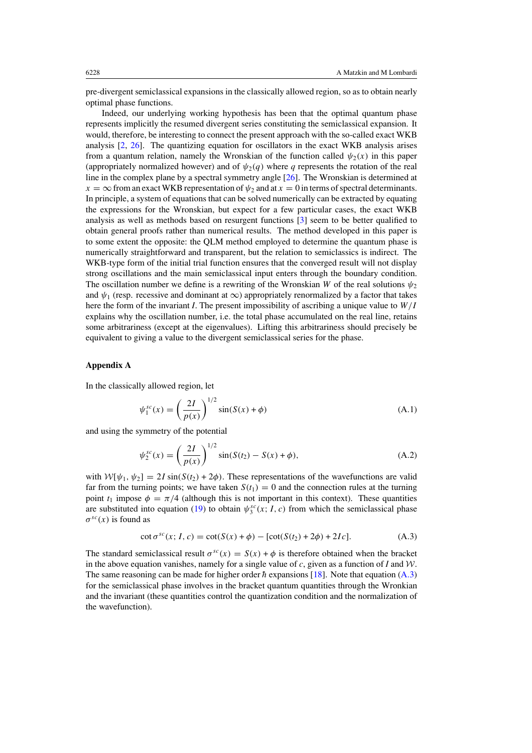pre-divergent semiclassical expansions in the classically allowed region, so as to obtain nearly optimal phase functions.

Indeed, our underlying working hypothesis has been that the optimal quantum phase represents implicitly the resumed divergent series constituting the semiclassical expansion. It would, therefore, be interesting to connect the present approach with the so-called exact WKB analysis [2, 26]. The quantizing equation for oscillators in the exact WKB analysis arises from a quantum relation, namely the Wronskian of the function called $\psi_2(x)$ in this paper (appropriately normalized however) and of $\psi_2(q)$ where $q$ represents the rotation of the real line in the complex plane by a spectral symmetry angle [26]. The Wronskian is determined at $x = \infty$ from an exact WKB representation of $\psi_2$ and at $x = 0$ in terms of spectral determinants. In principle, a system of equations that can be solved numerically can be extracted by equating the expressions for the Wronskian, but expect for a few particular cases, the exact WKB analysis as well as methods based on resurgent functions [3] seem to be better qualified to obtain general proofs rather than numerical results. The method developed in this paper is to some extent the opposite: the QLM method employed to determine the quantum phase is numerically straightforward and transparent, but the relation to semiclassics is indirect. The WKB-type form of the initial trial function ensures that the converged result will not display strong oscillations and the main semiclassical input enters through the boundary condition. The oscillation number we define is a rewriting of the Wronskian $W$ of the real solutions $\psi_2$ and $\psi_1$ (resp. recessive and dominant at $\infty$) appropriately renormalized by a factor that takes here the form of the invariant $I$. The present impossibility of ascribing a unique value to $W/I$ explains why the oscillation number, i.e. the total phase accumulated on the real line, retains some arbitrariness (except at the eigenvalues). Lifting this arbitrariness should precisely be equivalent to giving a value to the divergent semiclassical series for the phase.

## Appendix A

In the classically allowed region, let

$$\psi_1^{sc}(x) = \left(\frac{2I}{p(x)}\right)^{1/2} \sin(S(x) + \phi) \tag{A.1}$$

and using the symmetry of the potential

$$\psi_2^{sc}(x) = \left(\frac{2I}{p(x)}\right)^{1/2} \sin(S(t_2) - S(x) + \phi), \tag{A.2}$$

with $\mathcal{W}[\psi_1, \psi_2] = 2I\sin(S(t_2) + 2\phi)$. These representations of the wavefunctions are valid far from the turning points; we have taken $S(t_1) = 0$ and the connection rules at the turning point $t_1$ impose $\phi = \pi/4$ (although this is not important in this context). These quantities are substituted into equation (19) to obtain $\psi_3^{sc}(x; I, c)$ from which the semiclassical phase $\sigma^{sc}(x)$ is found as

$$\cot\sigma^{sc}(x; I, c) = \cot(S(x) + \phi) - [\cot(S(t_2) + 2\phi) + 2Ic]. \tag{A.3}$$

The standard semiclassical result $\sigma^{sc}(x) = S(x) + \phi$ is therefore obtained when the bracket in the above equation vanishes, namely for a single value of $c$, given as a function of $I$ and $\mathcal{W}$. The same reasoning can be made for higher order $\hbar$ expansions [18]. Note that equation (A.3) for the semiclassical phase involves in the bracket quantum quantities through the Wronkian and the invariant (these quantities control the quantization condition and the normalization of the wavefunction).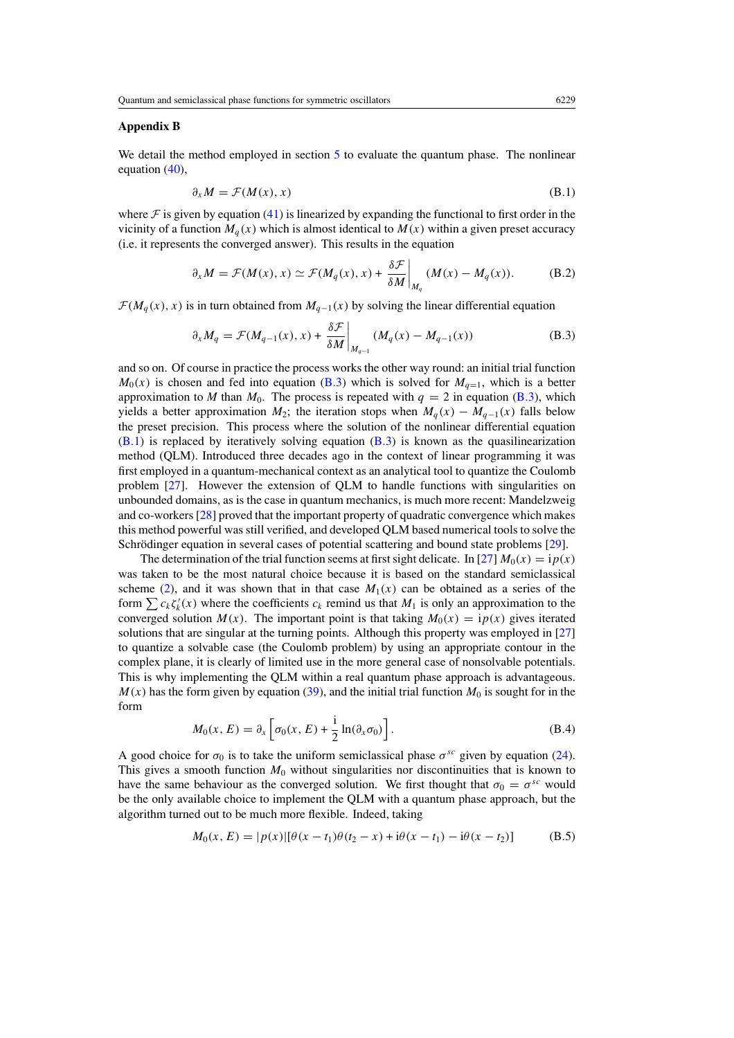## Appendix B

We detail the method employed in section 5 to evaluate the quantum phase. The nonlinear equation (40),

$$\partial_x M = \mathcal{F}(M(x), x) \tag{B.1}$$

where $\mathcal{F}$ is given by equation (41) is linearized by expanding the functional to first order in the vicinity of a function $M_q(x)$ which is almost identical to $M(x)$ within a given preset accuracy (i.e. it represents the converged answer). This results in the equation

$$\partial_x M = \mathcal{F}(M(x), x) \simeq \mathcal{F}(M_q(x), x) + \left.\frac{\delta \mathcal{F}}{\delta M}\right|_{M_q} (M(x) - M_q(x)). \tag{B.2}$$

$\mathcal{F}(M_q(x), x)$ is in turn obtained from $M_{q-1}(x)$ by solving the linear differential equation

$$\partial_x M_q = \mathcal{F}(M_{q-1}(x), x) + \left.\frac{\delta \mathcal{F}}{\delta M}\right|_{M_{q-1}} (M_q(x) - M_{q-1}(x)) \tag{B.3}$$

and so on. Of course in practice the process works the other way round: an initial trial function $M_0(x)$ is chosen and fed into equation (B.3) which is solved for $M_{q=1}$, which is a better approximation to $M$ than $M_0$. The process is repeated with $q = 2$ in equation (B.3), which yields a better approximation $M_2$; the iteration stops when $M_q(x) - M_{q-1}(x)$ falls below the preset precision. This process where the solution of the nonlinear differential equation (B.1) is replaced by iteratively solving equation (B.3) is known as the quasilinearization method (QLM). Introduced three decades ago in the context of linear programming it was first employed in a quantum-mechanical context as an analytical tool to quantize the Coulomb problem [27]. However the extension of QLM to handle functions with singularities on unbounded domains, as is the case in quantum mechanics, is much more recent: Mandelzweig and co-workers [28] proved that the important property of quadratic convergence which makes this method powerful was still verified, and developed QLM based numerical tools to solve the Schrödinger equation in several cases of potential scattering and bound state problems [29].

The determination of the trial function seems at first sight delicate. In [27] $M_0(x) = \mathrm{i}p(x)$ was taken to be the most natural choice because it is based on the standard semiclassical scheme (2), and it was shown that in that case $M_1(x)$ can be obtained as a series of the form $\sum c_k \zeta_k'(x)$ where the coefficients $c_k$ remind us that $M_1$ is only an approximation to the converged solution $M(x)$. The important point is that taking $M_0(x) = \mathrm{i}p(x)$ gives iterated solutions that are singular at the turning points. Although this property was employed in [27] to quantize a solvable case (the Coulomb problem) by using an appropriate contour in the complex plane, it is clearly of limited use in the more general case of nonsolvable potentials. This is why implementing the QLM within a real quantum phase approach is advantageous. $M(x)$ has the form given by equation (39), and the initial trial function $M_0$ is sought for in the form

$$M_0(x, E) = \partial_x \left[ \sigma_0(x, E) + \frac{\mathrm{i}}{2} \ln(\partial_x \sigma_0) \right]. \tag{B.4}$$

A good choice for $\sigma_0$ is to take the uniform semiclassical phase $\sigma^{sc}$ given by equation (24). This gives a smooth function $M_0$ without singularities nor discontinuities that is known to have the same behaviour as the converged solution. We first thought that $\sigma_0 = \sigma^{sc}$ would be the only available choice to implement the QLM with a quantum phase approach, but the algorithm turned out to be much more flexible. Indeed, taking

$$M_0(x, E) = |p(x)|[\theta(x - t_1)\theta(t_2 - x) + \mathrm{i}\theta(x - t_1) - \mathrm{i}\theta(x - t_2)] \tag{B.5}$$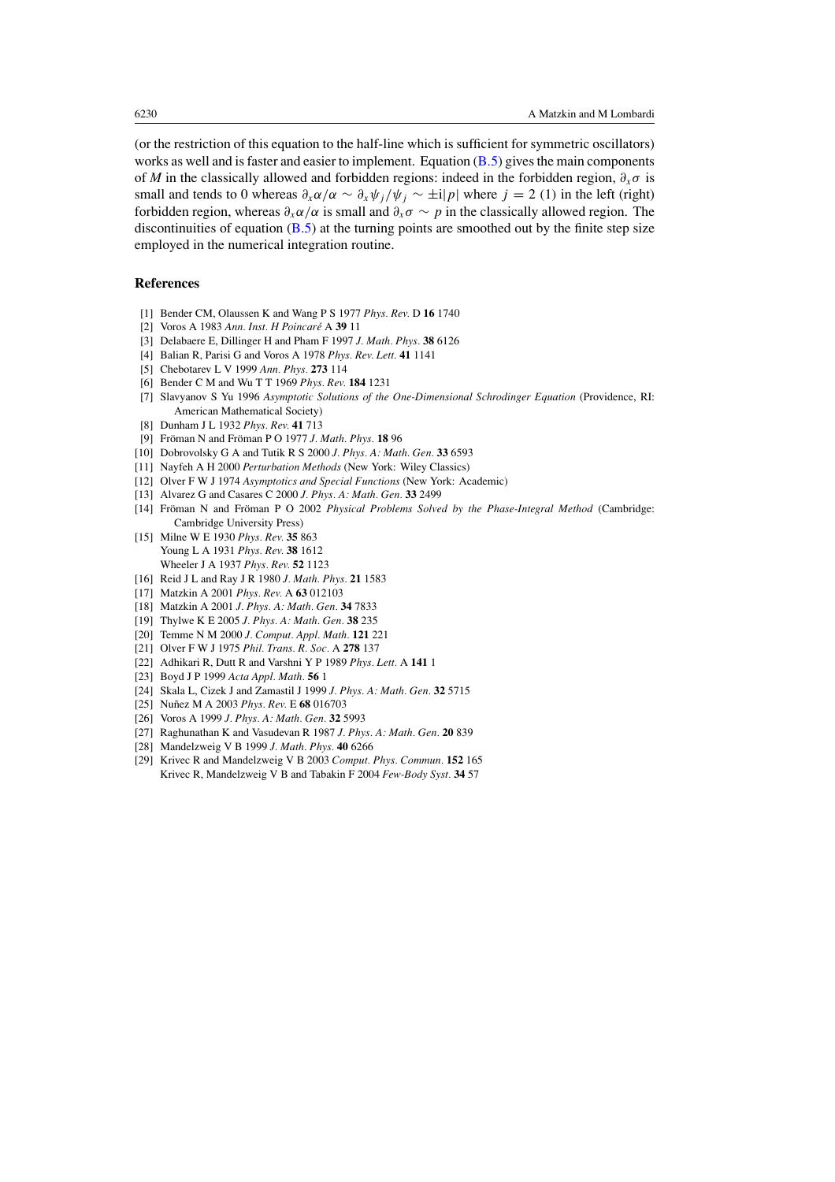(or the restriction of this equation to the half-line which is sufficient for symmetric oscillators) works as well and is faster and easier to implement. Equation (B.5) gives the main components of $M$ in the classically allowed and forbidden regions: indeed in the forbidden region, $\partial_x \sigma$ is small and tends to 0 whereas $\partial_x \alpha/\alpha \sim \partial_x \psi_j/\psi_j \sim \pm \mathrm{i}|p|$ where $j = 2$ (1) in the left (right) forbidden region, whereas $\partial_x \alpha/\alpha$ is small and $\partial_x \sigma \sim p$ in the classically allowed region. The discontinuities of equation (B.5) at the turning points are smoothed out by the finite step size employed in the numerical integration routine.

## References

[1] Bender CM, Olaussen K and Wang P S 1977 *Phys. Rev.* D **16** 1740

[2] Voros A 1983 *Ann. Inst. H Poincaré* A **39** 11

[3] Delabaere E, Dillinger H and Pham F 1997 *J. Math. Phys.* **38** 6126

[4] Balian R, Parisi G and Voros A 1978 *Phys. Rev. Lett.* **41** 1141

[5] Chebotarev L V 1999 *Ann. Phys.* **273** 114

[6] Bender C M and Wu T T 1969 *Phys. Rev.* **184** 1231

[7] Slavyanov S Yu 1996 *Asymptotic Solutions of the One-Dimensional Schrodinger Equation* (Providence, RI: American Mathematical Society)

[8] Dunham J L 1932 *Phys. Rev.* **41** 713

[9] Fröman N and Fröman P O 1977 *J. Math. Phys.* **18** 96

[10] Dobrovolsky G A and Tutik R S 2000 *J. Phys. A: Math. Gen.* **33** 6593

[11] Nayfeh A H 2000 *Perturbation Methods* (New York: Wiley Classics)

[12] Olver F W J 1974 *Asymptotics and Special Functions* (New York: Academic)

[13] Alvarez G and Casares C 2000 *J. Phys. A: Math. Gen.* **33** 2499

[14] Fröman N and Fröman P O 2002 *Physical Problems Solved by the Phase-Integral Method* (Cambridge: Cambridge University Press)

[15] Milne W E 1930 *Phys. Rev.* **35** 863
Young L A 1931 *Phys. Rev.* **38** 1612
Wheeler J A 1937 *Phys. Rev.* **52** 1123

[16] Reid J L and Ray J R 1980 *J. Math. Phys.* **21** 1583

[17] Matzkin A 2001 *Phys. Rev.* A **63** 012103

[18] Matzkin A 2001 *J. Phys. A: Math. Gen.* **34** 7833

[19] Thylwe K E 2005 *J. Phys. A: Math. Gen.* **38** 235

[20] Temme N M 2000 *J. Comput. Appl. Math.* **121** 221

[21] Olver F W J 1975 *Phil. Trans. R. Soc.* A **278** 137

[22] Adhikari R, Dutt R and Varshni Y P 1989 *Phys. Lett.* A **141** 1

[23] Boyd J P 1999 *Acta Appl. Math.* **56** 1

[24] Skala L, Cizek J and Zamastil J 1999 *J. Phys. A: Math. Gen.* **32** 5715

[25] Nuñez M A 2003 *Phys. Rev.* E **68** 016703

[26] Voros A 1999 *J. Phys. A: Math. Gen.* **32** 5993

[27] Raghunathan K and Vasudevan R 1987 *J. Phys. A: Math. Gen.* **20** 839

[28] Mandelzweig V B 1999 *J. Math. Phys.* **40** 6266

[29] Krivec R and Mandelzweig V B 2003 *Comput. Phys. Commun.* **152** 165
Krivec R, Mandelzweig V B and Tabakin F 2004 *Few-Body Syst.* **34** 57